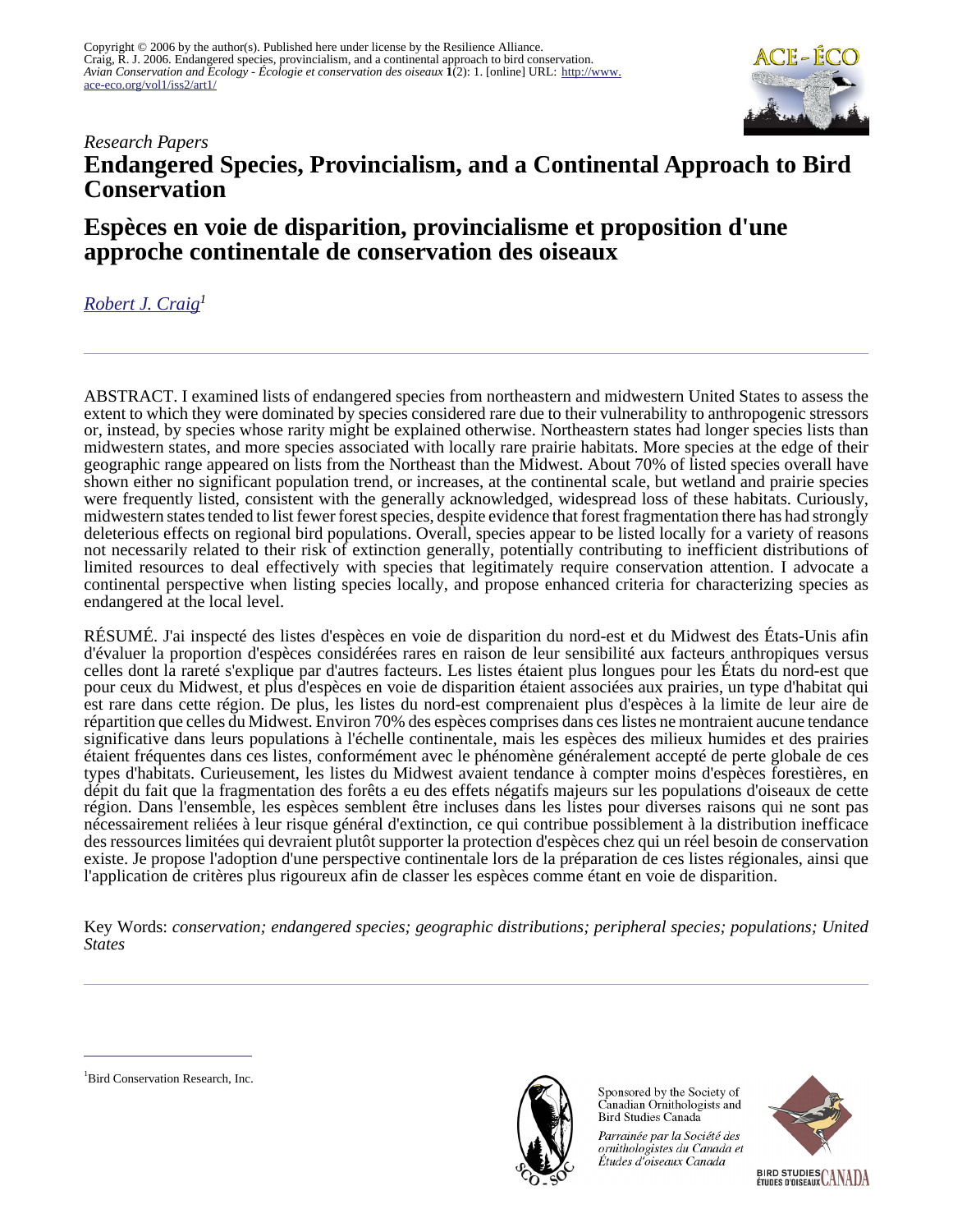Copyright © 2006 by the author(s). Published here under license by the Resilience Alliance.
Craig, R. J. 2006. Endangered species, provincialism, and a continental approach to bird conservation. *Avian Conservation and Ecology - Écologie et conservation des oiseaux* **1**(2): 1. [online] URL: http://www.ace-eco.org/vol1/iss2/art1/

*Research Papers*

# Endangered Species, Provincialism, and a Continental Approach to Bird Conservation

# Espèces en voie de disparition, provincialisme et proposition d'une approche continentale de conservation des oiseaux

Robert J. Craig[1]

ABSTRACT. I examined lists of endangered species from northeastern and midwestern United States to assess the extent to which they were dominated by species considered rare due to their vulnerability to anthropogenic stressors or, instead, by species whose rarity might be explained otherwise. Northeastern states had longer species lists than midwestern states, and more species associated with locally rare prairie habitats. More species at the edge of their geographic range appeared on lists from the Northeast than the Midwest. About 70% of listed species overall have shown either no significant population trend, or increases, at the continental scale, but wetland and prairie species were frequently listed, consistent with the generally acknowledged, widespread loss of these habitats. Curiously, midwestern states tended to list fewer forest species, despite evidence that forest fragmentation there has had strongly deleterious effects on regional bird populations. Overall, species appear to be listed locally for a variety of reasons not necessarily related to their risk of extinction generally, potentially contributing to inefficient distributions of limited resources to deal effectively with species that legitimately require conservation attention. I advocate a continental perspective when listing species locally, and propose enhanced criteria for characterizing species as endangered at the local level.

RÉSUMÉ. J'ai inspecté des listes d'espèces en voie de disparition du nord-est et du Midwest des États-Unis afin d'évaluer la proportion d'espèces considérées rares en raison de leur sensibilité aux facteurs anthropiques versus celles dont la rareté s'explique par d'autres facteurs. Les listes étaient plus longues pour les États du nord-est que pour ceux du Midwest, et plus d'espèces en voie de disparition étaient associées aux prairies, un type d'habitat qui est rare dans cette région. De plus, les listes du nord-est comprenaient plus d'espèces à la limite de leur aire de répartition que celles du Midwest. Environ 70% des espèces comprises dans ces listes ne montraient aucune tendance significative dans leurs populations à l'échelle continentale, mais les espèces des milieux humides et des prairies étaient fréquentes dans ces listes, conformément avec le phénomène généralement accepté de perte globale de ces types d'habitats. Curieusement, les listes du Midwest avaient tendance à compter moins d'espèces forestières, en dépit du fait que la fragmentation des forêts a eu des effets négatifs majeurs sur les populations d'oiseaux de cette région. Dans l'ensemble, les espèces semblent être incluses dans les listes pour diverses raisons qui ne sont pas nécessairement reliées à leur risque général d'extinction, ce qui contribue possiblement à la distribution inefficace des ressources limitées qui devraient plutôt supporter la protection d'espèces chez qui un réel besoin de conservation existe. Je propose l'adoption d'une perspective continentale lors de la préparation de ces listes régionales, ainsi que l'application de critères plus rigoureux afin de classer les espèces comme étant en voie de disparition.

Key Words: *conservation; endangered species; geographic distributions; peripheral species; populations; United States*

[1]Bird Conservation Research, Inc.

Sponsored by the Society of Canadian Ornithologists and Bird Studies Canada

*Parrainée par la Société des ornithologistes du Canada et Études d'oiseaux Canada*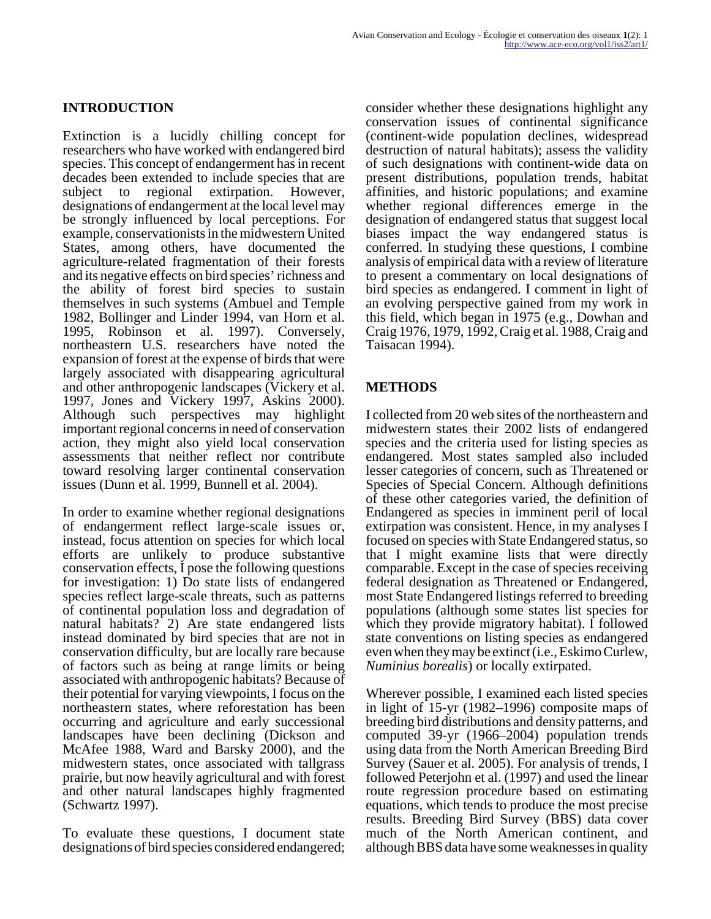## INTRODUCTION

Extinction is a lucidly chilling concept for researchers who have worked with endangered bird species. This concept of endangerment has in recent decades been extended to include species that are subject to regional extirpation. However, designations of endangerment at the local level may be strongly influenced by local perceptions. For example, conservationists in the midwestern United States, among others, have documented the agriculture-related fragmentation of their forests and its negative effects on bird species' richness and the ability of forest bird species to sustain themselves in such systems (Ambuel and Temple 1982, Bollinger and Linder 1994, van Horn et al. 1995, Robinson et al. 1997). Conversely, northeastern U.S. researchers have noted the expansion of forest at the expense of birds that were largely associated with disappearing agricultural and other anthropogenic landscapes (Vickery et al. 1997, Jones and Vickery 1997, Askins 2000). Although such perspectives may highlight important regional concerns in need of conservation action, they might also yield local conservation assessments that neither reflect nor contribute toward resolving larger continental conservation issues (Dunn et al. 1999, Bunnell et al. 2004).

In order to examine whether regional designations of endangerment reflect large-scale issues or, instead, focus attention on species for which local efforts are unlikely to produce substantive conservation effects, I pose the following questions for investigation: 1) Do state lists of endangered species reflect large-scale threats, such as patterns of continental population loss and degradation of natural habitats? 2) Are state endangered lists instead dominated by bird species that are not in conservation difficulty, but are locally rare because of factors such as being at range limits or being associated with anthropogenic habitats? Because of their potential for varying viewpoints, I focus on the northeastern states, where reforestation has been occurring and agriculture and early successional landscapes have been declining (Dickson and McAfee 1988, Ward and Barsky 2000), and the midwestern states, once associated with tallgrass prairie, but now heavily agricultural and with forest and other natural landscapes highly fragmented (Schwartz 1997).

To evaluate these questions, I document state designations of bird species considered endangered; consider whether these designations highlight any conservation issues of continental significance (continent-wide population declines, widespread destruction of natural habitats); assess the validity of such designations with continent-wide data on present distributions, population trends, habitat affinities, and historic populations; and examine whether regional differences emerge in the designation of endangered status that suggest local biases impact the way endangered status is conferred. In studying these questions, I combine analysis of empirical data with a review of literature to present a commentary on local designations of bird species as endangered. I comment in light of an evolving perspective gained from my work in this field, which began in 1975 (e.g., Dowhan and Craig 1976, 1979, 1992, Craig et al. 1988, Craig and Taisacan 1994).

## METHODS

I collected from 20 web sites of the northeastern and midwestern states their 2002 lists of endangered species and the criteria used for listing species as endangered. Most states sampled also included lesser categories of concern, such as Threatened or Species of Special Concern. Although definitions of these other categories varied, the definition of Endangered as species in imminent peril of local extirpation was consistent. Hence, in my analyses I focused on species with State Endangered status, so that I might examine lists that were directly comparable. Except in the case of species receiving federal designation as Threatened or Endangered, most State Endangered listings referred to breeding populations (although some states list species for which they provide migratory habitat). I followed state conventions on listing species as endangered even when they may be extinct (i.e., Eskimo Curlew, *Numinius borealis*) or locally extirpated.

Wherever possible, I examined each listed species in light of 15-yr (1982–1996) composite maps of breeding bird distributions and density patterns, and computed 39-yr (1966–2004) population trends using data from the North American Breeding Bird Survey (Sauer et al. 2005). For analysis of trends, I followed Peterjohn et al. (1997) and used the linear route regression procedure based on estimating equations, which tends to produce the most precise results. Breeding Bird Survey (BBS) data cover much of the North American continent, and although BBS data have some weaknesses in quality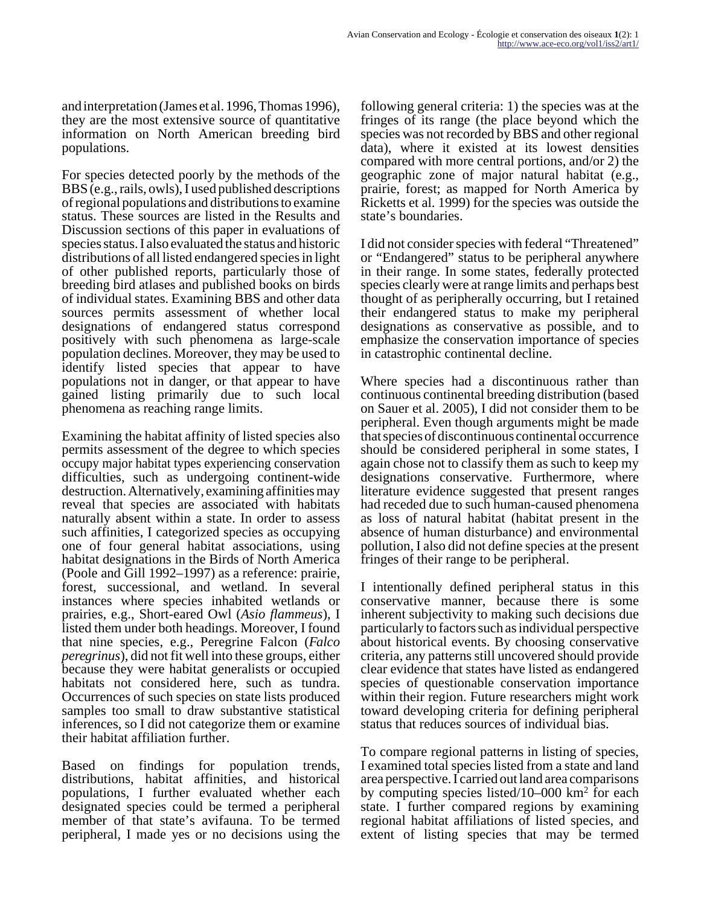and interpretation (James et al. 1996, Thomas 1996), they are the most extensive source of quantitative information on North American breeding bird populations.

For species detected poorly by the methods of the BBS (e.g., rails, owls), I used published descriptions of regional populations and distributions to examine status. These sources are listed in the Results and Discussion sections of this paper in evaluations of species status. I also evaluated the status and historic distributions of all listed endangered species in light of other published reports, particularly those of breeding bird atlases and published books on birds of individual states. Examining BBS and other data sources permits assessment of whether local designations of endangered status correspond positively with such phenomena as large-scale population declines. Moreover, they may be used to identify listed species that appear to have populations not in danger, or that appear to have gained listing primarily due to such local phenomena as reaching range limits.

Examining the habitat affinity of listed species also permits assessment of the degree to which species occupy major habitat types experiencing conservation difficulties, such as undergoing continent-wide destruction. Alternatively, examining affinities may reveal that species are associated with habitats naturally absent within a state. In order to assess such affinities, I categorized species as occupying one of four general habitat associations, using habitat designations in the Birds of North America (Poole and Gill 1992–1997) as a reference: prairie, forest, successional, and wetland. In several instances where species inhabited wetlands or prairies, e.g., Short-eared Owl (*Asio flammeus*), I listed them under both headings. Moreover, I found that nine species, e.g., Peregrine Falcon (*Falco peregrinus*), did not fit well into these groups, either because they were habitat generalists or occupied habitats not considered here, such as tundra. Occurrences of such species on state lists produced samples too small to draw substantive statistical inferences, so I did not categorize them or examine their habitat affiliation further.

Based on findings for population trends, distributions, habitat affinities, and historical populations, I further evaluated whether each designated species could be termed a peripheral member of that state's avifauna. To be termed peripheral, I made yes or no decisions using the following general criteria: 1) the species was at the fringes of its range (the place beyond which the species was not recorded by BBS and other regional data), where it existed at its lowest densities compared with more central portions, and/or 2) the geographic zone of major natural habitat (e.g., prairie, forest; as mapped for North America by Ricketts et al. 1999) for the species was outside the state's boundaries.

I did not consider species with federal "Threatened" or "Endangered" status to be peripheral anywhere in their range. In some states, federally protected species clearly were at range limits and perhaps best thought of as peripherally occurring, but I retained their endangered status to make my peripheral designations as conservative as possible, and to emphasize the conservation importance of species in catastrophic continental decline.

Where species had a discontinuous rather than continuous continental breeding distribution (based on Sauer et al. 2005), I did not consider them to be peripheral. Even though arguments might be made that species of discontinuous continental occurrence should be considered peripheral in some states, I again chose not to classify them as such to keep my designations conservative. Furthermore, where literature evidence suggested that present ranges had receded due to such human-caused phenomena as loss of natural habitat (habitat present in the absence of human disturbance) and environmental pollution, I also did not define species at the present fringes of their range to be peripheral.

I intentionally defined peripheral status in this conservative manner, because there is some inherent subjectivity to making such decisions due particularly to factors such as individual perspective about historical events. By choosing conservative criteria, any patterns still uncovered should provide clear evidence that states have listed as endangered species of questionable conservation importance within their region. Future researchers might work toward developing criteria for defining peripheral status that reduces sources of individual bias.

To compare regional patterns in listing of species, I examined total species listed from a state and land area perspective. I carried out land area comparisons by computing species listed/10–000 $km^2$ for each state. I further compared regions by examining regional habitat affiliations of listed species, and extent of listing species that may be termed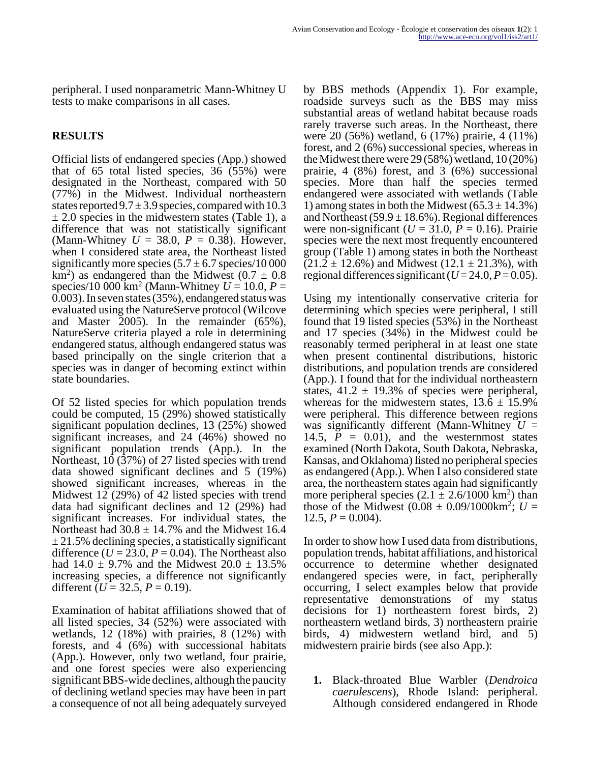peripheral. I used nonparametric Mann-Whitney U tests to make comparisons in all cases.

## RESULTS

Official lists of endangered species (App.) showed that of 65 total listed species, 36 (55%) were designated in the Northeast, compared with 50 (77%) in the Midwest. Individual northeastern states reported $9.7 \pm 3.9$ species, compared with $10.3 \pm 2.0$ species in the midwestern states (Table 1), a difference that was not statistically significant (Mann-Whitney $U = 38.0$, $P = 0.38$). However, when I considered state area, the Northeast listed significantly more species ($5.7 \pm 6.7$ species/10 000 $km^2$) as endangered than the Midwest ($0.7 \pm 0.8$ species/10 000 $km^2$ (Mann-Whitney $U = 10.0$, $P = 0.003$). In seven states (35%), endangered status was evaluated using the NatureServe protocol (Wilcove and Master 2005). In the remainder (65%), NatureServe criteria played a role in determining endangered status, although endangered status was based principally on the single criterion that a species was in danger of becoming extinct within state boundaries.

Of 52 listed species for which population trends could be computed, 15 (29%) showed statistically significant population declines, 13 (25%) showed significant increases, and 24 (46%) showed no significant population trends (App.). In the Northeast, 10 (37%) of 27 listed species with trend data showed significant declines and 5 (19%) showed significant increases, whereas in the Midwest 12 (29%) of 42 listed species with trend data had significant declines and 12 (29%) had significant increases. For individual states, the Northeast had $30.8 \pm 14.7$% and the Midwest $16.4 \pm 21.5$% declining species, a statistically significant difference ($U = 23.0$, $P = 0.04$). The Northeast also had $14.0 \pm 9.7$% and the Midwest $20.0 \pm 13.5$% increasing species, a difference not significantly different ($U = 32.5$, $P = 0.19$).

Examination of habitat affiliations showed that of all listed species, 34 (52%) were associated with wetlands, 12 (18%) with prairies, 8 (12%) with forests, and 4 (6%) with successional habitats (App.). However, only two wetland, four prairie, and one forest species were also experiencing significant BBS-wide declines, although the paucity of declining wetland species may have been in part a consequence of not all being adequately surveyed by BBS methods (Appendix 1). For example, roadside surveys such as the BBS may miss substantial areas of wetland habitat because roads rarely traverse such areas. In the Northeast, there were 20 (56%) wetland, 6 (17%) prairie, 4 (11%) forest, and 2 (6%) successional species, whereas in the Midwest there were 29 (58%) wetland, 10 (20%) prairie, 4 (8%) forest, and 3 (6%) successional species. More than half the species termed endangered were associated with wetlands (Table 1) among states in both the Midwest ($65.3 \pm 14.3$%) and Northeast ($59.9 \pm 18.6$%). Regional differences were non-significant ($U = 31.0$, $P = 0.16$). Prairie species were the next most frequently encountered group (Table 1) among states in both the Northeast ($21.2 \pm 12.6$%) and Midwest ($12.1 \pm 21.3$%), with regional differences significant ($U = 24.0$, $P = 0.05$).

Using my intentionally conservative criteria for determining which species were peripheral, I still found that 19 listed species (53%) in the Northeast and 17 species (34%) in the Midwest could be reasonably termed peripheral in at least one state when present continental distributions, historic distributions, and population trends are considered (App.). I found that for the individual northeastern states, $41.2 \pm 19.3$% of species were peripheral, whereas for the midwestern states, $13.6 \pm 15.9$% were peripheral. This difference between regions was significantly different (Mann-Whitney $U = 14.5$, $P = 0.01$), and the westernmost states examined (North Dakota, South Dakota, Nebraska, Kansas, and Oklahoma) listed no peripheral species as endangered (App.). When I also considered state area, the northeastern states again had significantly more peripheral species ($2.1 \pm 2.6$/1000 $km^2$) than those of the Midwest ($0.08 \pm 0.09$/1000$km^2$; $U = 12.5$, $P = 0.004$).

In order to show how I used data from distributions, population trends, habitat affiliations, and historical occurrence to determine whether designated endangered species were, in fact, peripherally occurring, I select examples below that provide representative demonstrations of my status decisions for 1) northeastern forest birds, 2) northeastern wetland birds, 3) northeastern prairie birds, 4) midwestern wetland bird, and 5) midwestern prairie birds (see also App.):

1. Black-throated Blue Warbler (*Dendroica caerulescens*), Rhode Island: peripheral. Although considered endangered in Rhode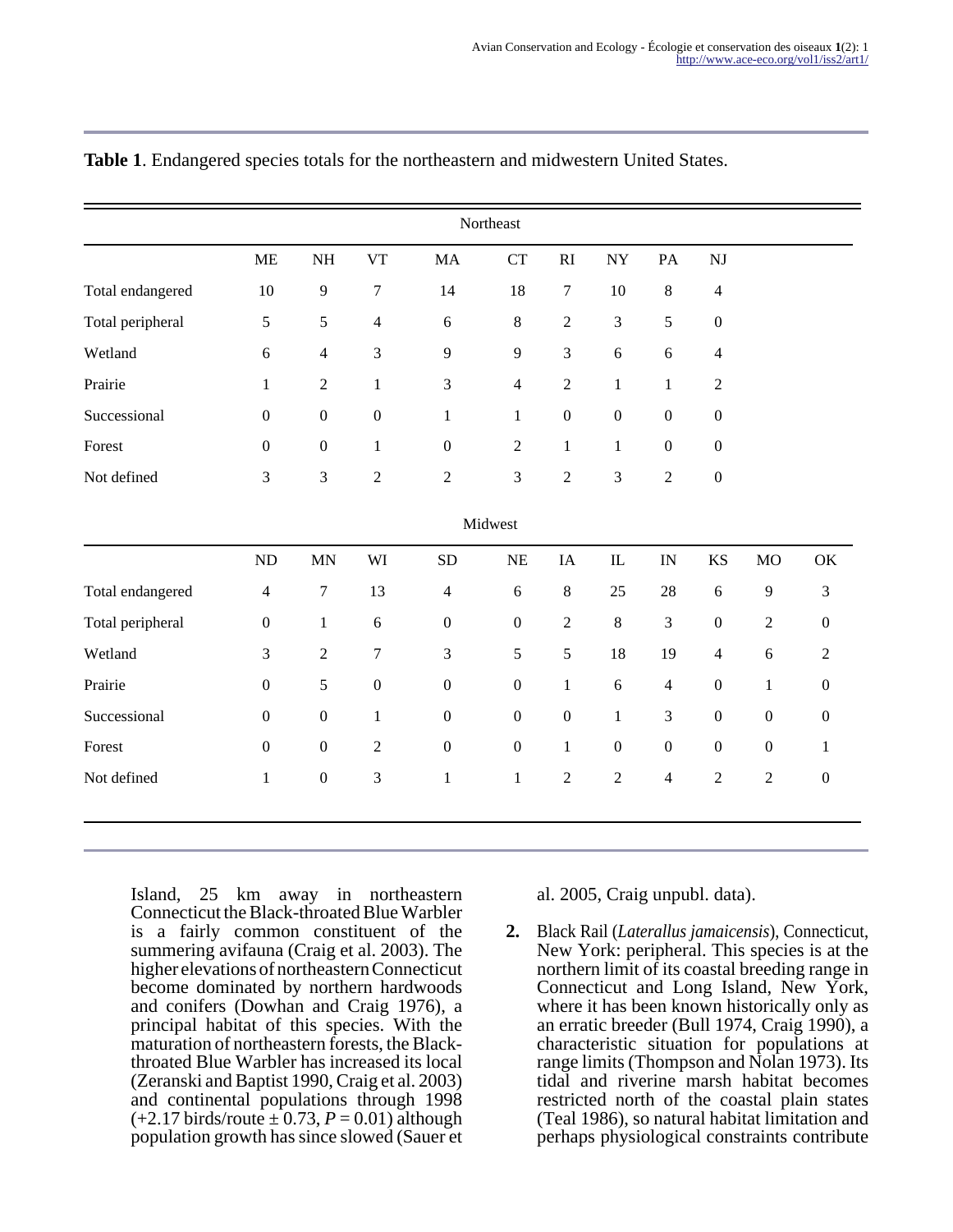**Table 1**. Endangered species totals for the northeastern and midwestern United States.

| | Northeast | | | | | | | | |
|---|---|---|---|---|---|---|---|---|---|
| | ME | NH | VT | MA | CT | RI | NY | PA | NJ |
| Total endangered | 10 | 9 | 7 | 14 | 18 | 7 | 10 | 8 | 4 |
| Total peripheral | 5 | 5 | 4 | 6 | 8 | 2 | 3 | 5 | 0 |
| Wetland | 6 | 4 | 3 | 9 | 9 | 3 | 6 | 6 | 4 |
| Prairie | 1 | 2 | 1 | 3 | 4 | 2 | 1 | 1 | 2 |
| Successional | 0 | 0 | 0 | 1 | 1 | 0 | 0 | 0 | 0 |
| Forest | 0 | 0 | 1 | 0 | 2 | 1 | 1 | 0 | 0 |
| Not defined | 3 | 3 | 2 | 2 | 3 | 2 | 3 | 2 | 0 |

| | Midwest | | | | | | | | | | |
|---|---|---|---|---|---|---|---|---|---|---|---|
| | ND | MN | WI | SD | NE | IA | IL | IN | KS | MO | OK |
| Total endangered | 4 | 7 | 13 | 4 | 6 | 8 | 25 | 28 | 6 | 9 | 3 |
| Total peripheral | 0 | 1 | 6 | 0 | 0 | 2 | 8 | 3 | 0 | 2 | 0 |
| Wetland | 3 | 2 | 7 | 3 | 5 | 5 | 18 | 19 | 4 | 6 | 2 |
| Prairie | 0 | 5 | 0 | 0 | 0 | 1 | 6 | 4 | 0 | 1 | 0 |
| Successional | 0 | 0 | 1 | 0 | 0 | 0 | 1 | 3 | 0 | 0 | 0 |
| Forest | 0 | 0 | 2 | 0 | 0 | 1 | 0 | 0 | 0 | 0 | 1 |
| Not defined | 1 | 0 | 3 | 1 | 1 | 2 | 2 | 4 | 2 | 2 | 0 |

Island, 25 km away in northeastern Connecticut the Black-throated Blue Warbler is a fairly common constituent of the summering avifauna (Craig et al. 2003). The higher elevations of northeastern Connecticut become dominated by northern hardwoods and conifers (Dowhan and Craig 1976), a principal habitat of this species. With the maturation of northeastern forests, the Black-throated Blue Warbler has increased its local (Zeranski and Baptist 1990, Craig et al. 2003) and continental populations through 1998 (+2.17 birds/route ± 0.73, $P = 0.01$) although population growth has since slowed (Sauer et al. 2005, Craig unpubl. data).

**2.** Black Rail (*Laterallus jamaicensis*), Connecticut, New York: peripheral. This species is at the northern limit of its coastal breeding range in Connecticut and Long Island, New York, where it has been known historically only as an erratic breeder (Bull 1974, Craig 1990), a characteristic situation for populations at range limits (Thompson and Nolan 1973). Its tidal and riverine marsh habitat becomes restricted north of the coastal plain states (Teal 1986), so natural habitat limitation and perhaps physiological constraints contribute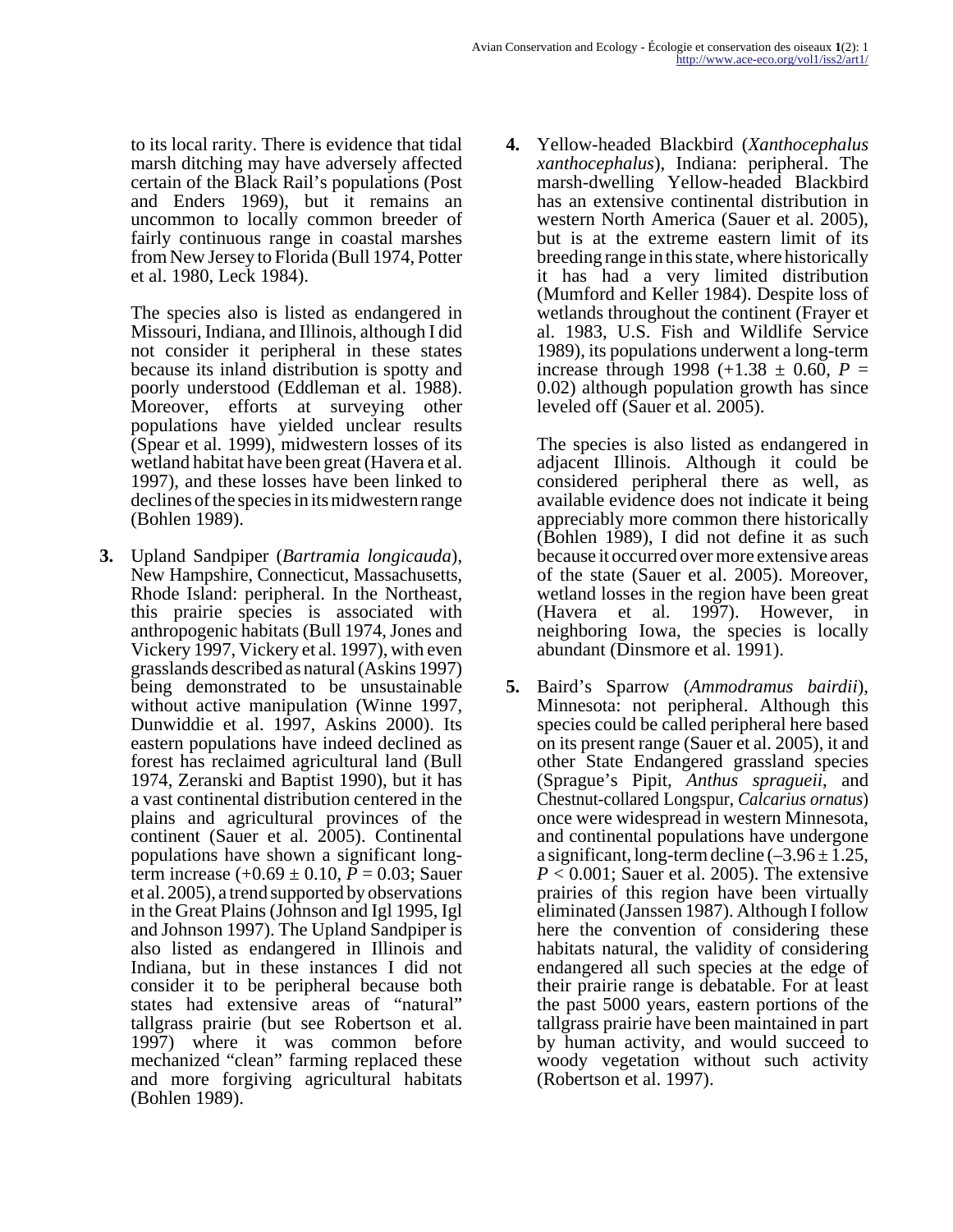to its local rarity. There is evidence that tidal marsh ditching may have adversely affected certain of the Black Rail's populations (Post and Enders 1969), but it remains an uncommon to locally common breeder of fairly continuous range in coastal marshes from New Jersey to Florida (Bull 1974, Potter et al. 1980, Leck 1984).

The species also is listed as endangered in Missouri, Indiana, and Illinois, although I did not consider it peripheral in these states because its inland distribution is spotty and poorly understood (Eddleman et al. 1988). Moreover, efforts at surveying other populations have yielded unclear results (Spear et al. 1999), midwestern losses of its wetland habitat have been great (Havera et al. 1997), and these losses have been linked to declines of the species in its midwestern range (Bohlen 1989).

3. Upland Sandpiper (*Bartramia longicauda*), New Hampshire, Connecticut, Massachusetts, Rhode Island: peripheral. In the Northeast, this prairie species is associated with anthropogenic habitats (Bull 1974, Jones and Vickery 1997, Vickery et al. 1997), with even grasslands described as natural (Askins 1997) being demonstrated to be unsustainable without active manipulation (Winne 1997, Dunwiddie et al. 1997, Askins 2000). Its eastern populations have indeed declined as forest has reclaimed agricultural land (Bull 1974, Zeranski and Baptist 1990), but it has a vast continental distribution centered in the plains and agricultural provinces of the continent (Sauer et al. 2005). Continental populations have shown a significant long-term increase ($+0.69 \pm 0.10$, $P = 0.03$; Sauer et al. 2005), a trend supported by observations in the Great Plains (Johnson and Igl 1995, Igl and Johnson 1997). The Upland Sandpiper is also listed as endangered in Illinois and Indiana, but in these instances I did not consider it to be peripheral because both states had extensive areas of "natural" tallgrass prairie (but see Robertson et al. 1997) where it was common before mechanized "clean" farming replaced these and more forgiving agricultural habitats (Bohlen 1989).

4. Yellow-headed Blackbird (*Xanthocephalus xanthocephalus*), Indiana: peripheral. The marsh-dwelling Yellow-headed Blackbird has an extensive continental distribution in western North America (Sauer et al. 2005), but is at the extreme eastern limit of its breeding range in this state, where historically it has had a very limited distribution (Mumford and Keller 1984). Despite loss of wetlands throughout the continent (Frayer et al. 1983, U.S. Fish and Wildlife Service 1989), its populations underwent a long-term increase through 1998 ($+1.38 \pm 0.60$, $P = 0.02$) although population growth has since leveled off (Sauer et al. 2005).

The species is also listed as endangered in adjacent Illinois. Although it could be considered peripheral there as well, as available evidence does not indicate it being appreciably more common there historically (Bohlen 1989), I did not define it as such because it occurred over more extensive areas of the state (Sauer et al. 2005). Moreover, wetland losses in the region have been great (Havera et al. 1997). However, in neighboring Iowa, the species is locally abundant (Dinsmore et al. 1991).

5. Baird's Sparrow (*Ammodramus bairdii*), Minnesota: not peripheral. Although this species could be called peripheral here based on its present range (Sauer et al. 2005), it and other State Endangered grassland species (Sprague's Pipit, *Anthus spragueii*, and Chestnut-collared Longspur, *Calcarius ornatus*) once were widespread in western Minnesota, and continental populations have undergone a significant, long-term decline ($-3.96 \pm 1.25$, $P < 0.001$; Sauer et al. 2005). The extensive prairies of this region have been virtually eliminated (Janssen 1987). Although I follow here the convention of considering these habitats natural, the validity of considering endangered all such species at the edge of their prairie range is debatable. For at least the past 5000 years, eastern portions of the tallgrass prairie have been maintained in part by human activity, and would succeed to woody vegetation without such activity (Robertson et al. 1997).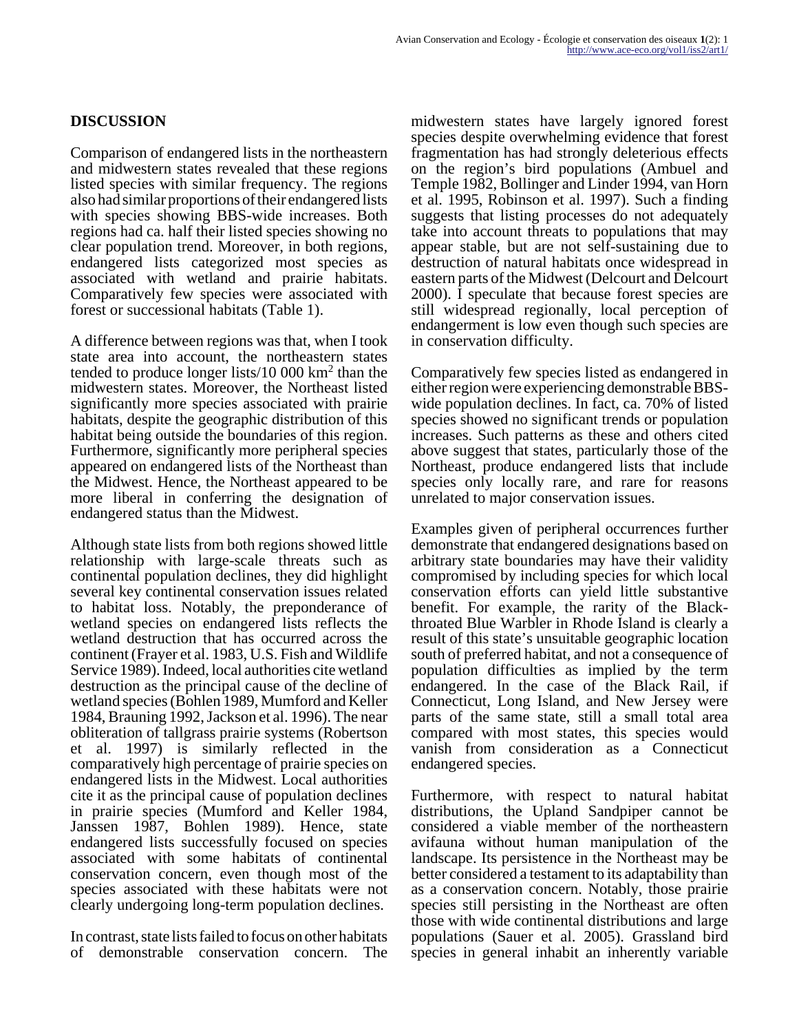## DISCUSSION

Comparison of endangered lists in the northeastern and midwestern states revealed that these regions listed species with similar frequency. The regions also had similar proportions of their endangered lists with species showing BBS-wide increases. Both regions had ca. half their listed species showing no clear population trend. Moreover, in both regions, endangered lists categorized most species as associated with wetland and prairie habitats. Comparatively few species were associated with forest or successional habitats (Table 1).

A difference between regions was that, when I took state area into account, the northeastern states tended to produce longer lists/10 000 $km^2$ than the midwestern states. Moreover, the Northeast listed significantly more species associated with prairie habitats, despite the geographic distribution of this habitat being outside the boundaries of this region. Furthermore, significantly more peripheral species appeared on endangered lists of the Northeast than the Midwest. Hence, the Northeast appeared to be more liberal in conferring the designation of endangered status than the Midwest.

Although state lists from both regions showed little relationship with large-scale threats such as continental population declines, they did highlight several key continental conservation issues related to habitat loss. Notably, the preponderance of wetland species on endangered lists reflects the wetland destruction that has occurred across the continent (Frayer et al. 1983, U.S. Fish and Wildlife Service 1989). Indeed, local authorities cite wetland destruction as the principal cause of the decline of wetland species (Bohlen 1989, Mumford and Keller 1984, Brauning 1992, Jackson et al. 1996). The near obliteration of tallgrass prairie systems (Robertson et al. 1997) is similarly reflected in the comparatively high percentage of prairie species on endangered lists in the Midwest. Local authorities cite it as the principal cause of population declines in prairie species (Mumford and Keller 1984, Janssen 1987, Bohlen 1989). Hence, state endangered lists successfully focused on species associated with some habitats of continental conservation concern, even though most of the species associated with these habitats were not clearly undergoing long-term population declines.

In contrast, state lists failed to focus on other habitats of demonstrable conservation concern. The midwestern states have largely ignored forest species despite overwhelming evidence that forest fragmentation has had strongly deleterious effects on the region's bird populations (Ambuel and Temple 1982, Bollinger and Linder 1994, van Horn et al. 1995, Robinson et al. 1997). Such a finding suggests that listing processes do not adequately take into account threats to populations that may appear stable, but are not self-sustaining due to destruction of natural habitats once widespread in eastern parts of the Midwest (Delcourt and Delcourt 2000). I speculate that because forest species are still widespread regionally, local perception of endangerment is low even though such species are in conservation difficulty.

Comparatively few species listed as endangered in either region were experiencing demonstrable BBS-wide population declines. In fact, ca. 70% of listed species showed no significant trends or population increases. Such patterns as these and others cited above suggest that states, particularly those of the Northeast, produce endangered lists that include species only locally rare, and rare for reasons unrelated to major conservation issues.

Examples given of peripheral occurrences further demonstrate that endangered designations based on arbitrary state boundaries may have their validity compromised by including species for which local conservation efforts can yield little substantive benefit. For example, the rarity of the Black-throated Blue Warbler in Rhode Island is clearly a result of this state's unsuitable geographic location south of preferred habitat, and not a consequence of population difficulties as implied by the term endangered. In the case of the Black Rail, if Connecticut, Long Island, and New Jersey were parts of the same state, still a small total area compared with most states, this species would vanish from consideration as a Connecticut endangered species.

Furthermore, with respect to natural habitat distributions, the Upland Sandpiper cannot be considered a viable member of the northeastern avifauna without human manipulation of the landscape. Its persistence in the Northeast may be better considered a testament to its adaptability than as a conservation concern. Notably, those prairie species still persisting in the Northeast are often those with wide continental distributions and large populations (Sauer et al. 2005). Grassland bird species in general inhabit an inherently variable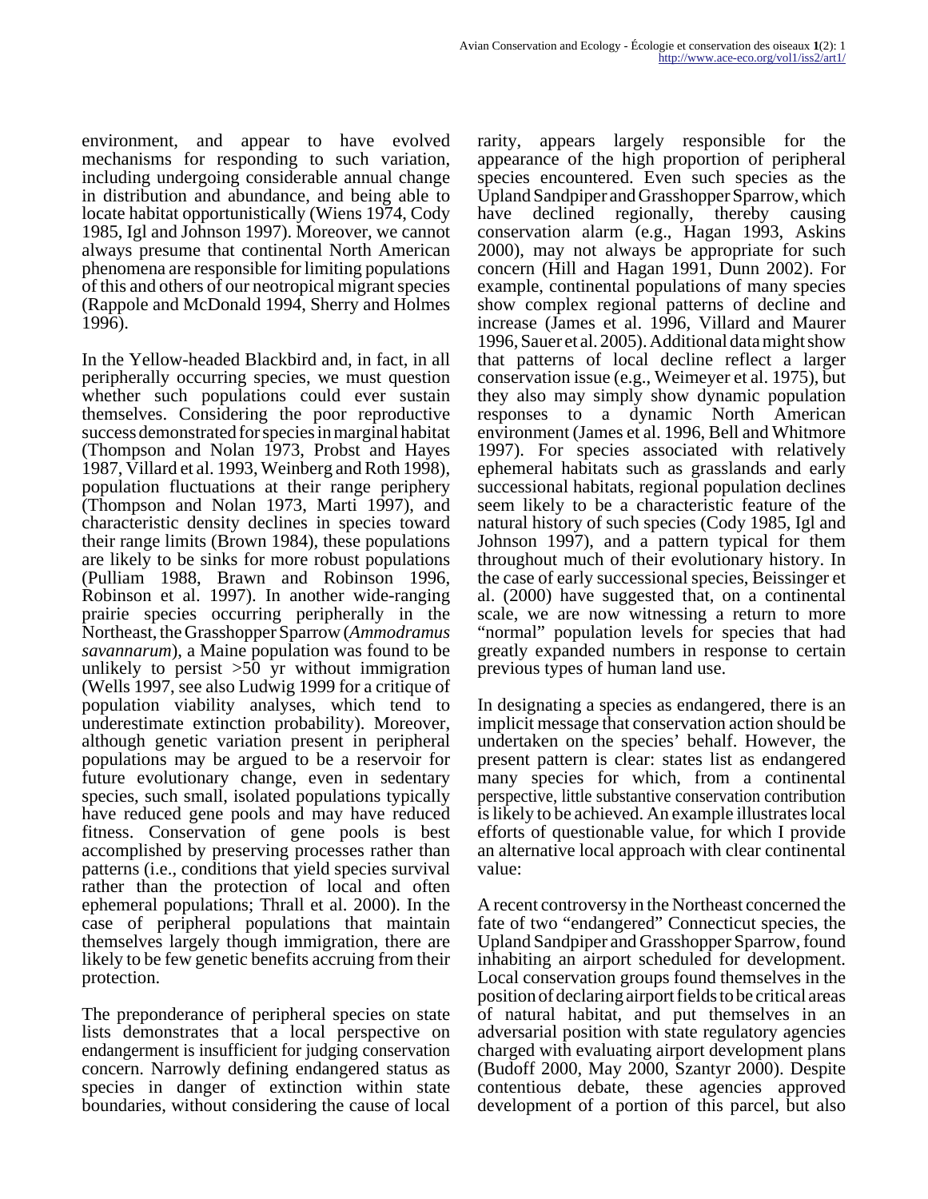environment, and appear to have evolved mechanisms for responding to such variation, including undergoing considerable annual change in distribution and abundance, and being able to locate habitat opportunistically (Wiens 1974, Cody 1985, Igl and Johnson 1997). Moreover, we cannot always presume that continental North American phenomena are responsible for limiting populations of this and others of our neotropical migrant species (Rappole and McDonald 1994, Sherry and Holmes 1996).

In the Yellow-headed Blackbird and, in fact, in all peripherally occurring species, we must question whether such populations could ever sustain themselves. Considering the poor reproductive success demonstrated for species in marginal habitat (Thompson and Nolan 1973, Probst and Hayes 1987, Villard et al. 1993, Weinberg and Roth 1998), population fluctuations at their range periphery (Thompson and Nolan 1973, Marti 1997), and characteristic density declines in species toward their range limits (Brown 1984), these populations are likely to be sinks for more robust populations (Pulliam 1988, Brawn and Robinson 1996, Robinson et al. 1997). In another wide-ranging prairie species occurring peripherally in the Northeast, the Grasshopper Sparrow (*Ammodramus savannarum*), a Maine population was found to be unlikely to persist >50 yr without immigration (Wells 1997, see also Ludwig 1999 for a critique of population viability analyses, which tend to underestimate extinction probability). Moreover, although genetic variation present in peripheral populations may be argued to be a reservoir for future evolutionary change, even in sedentary species, such small, isolated populations typically have reduced gene pools and may have reduced fitness. Conservation of gene pools is best accomplished by preserving processes rather than patterns (i.e., conditions that yield species survival rather than the protection of local and often ephemeral populations; Thrall et al. 2000). In the case of peripheral populations that maintain themselves largely though immigration, there are likely to be few genetic benefits accruing from their protection.

The preponderance of peripheral species on state lists demonstrates that a local perspective on endangerment is insufficient for judging conservation concern. Narrowly defining endangered status as species in danger of extinction within state boundaries, without considering the cause of local rarity, appears largely responsible for the appearance of the high proportion of peripheral species encountered. Even such species as the Upland Sandpiper and Grasshopper Sparrow, which have declined regionally, thereby causing conservation alarm (e.g., Hagan 1993, Askins 2000), may not always be appropriate for such concern (Hill and Hagan 1991, Dunn 2002). For example, continental populations of many species show complex regional patterns of decline and increase (James et al. 1996, Villard and Maurer 1996, Sauer et al. 2005). Additional data might show that patterns of local decline reflect a larger conservation issue (e.g., Weimeyer et al. 1975), but they also may simply show dynamic population responses to a dynamic North American environment (James et al. 1996, Bell and Whitmore 1997). For species associated with relatively ephemeral habitats such as grasslands and early successional habitats, regional population declines seem likely to be a characteristic feature of the natural history of such species (Cody 1985, Igl and Johnson 1997), and a pattern typical for them throughout much of their evolutionary history. In the case of early successional species, Beissinger et al. (2000) have suggested that, on a continental scale, we are now witnessing a return to more "normal" population levels for species that had greatly expanded numbers in response to certain previous types of human land use.

In designating a species as endangered, there is an implicit message that conservation action should be undertaken on the species' behalf. However, the present pattern is clear: states list as endangered many species for which, from a continental perspective, little substantive conservation contribution is likely to be achieved. An example illustrates local efforts of questionable value, for which I provide an alternative local approach with clear continental value:

A recent controversy in the Northeast concerned the fate of two "endangered" Connecticut species, the Upland Sandpiper and Grasshopper Sparrow, found inhabiting an airport scheduled for development. Local conservation groups found themselves in the position of declaring airport fields to be critical areas of natural habitat, and put themselves in an adversarial position with state regulatory agencies charged with evaluating airport development plans (Budoff 2000, May 2000, Szantyr 2000). Despite contentious debate, these agencies approved development of a portion of this parcel, but also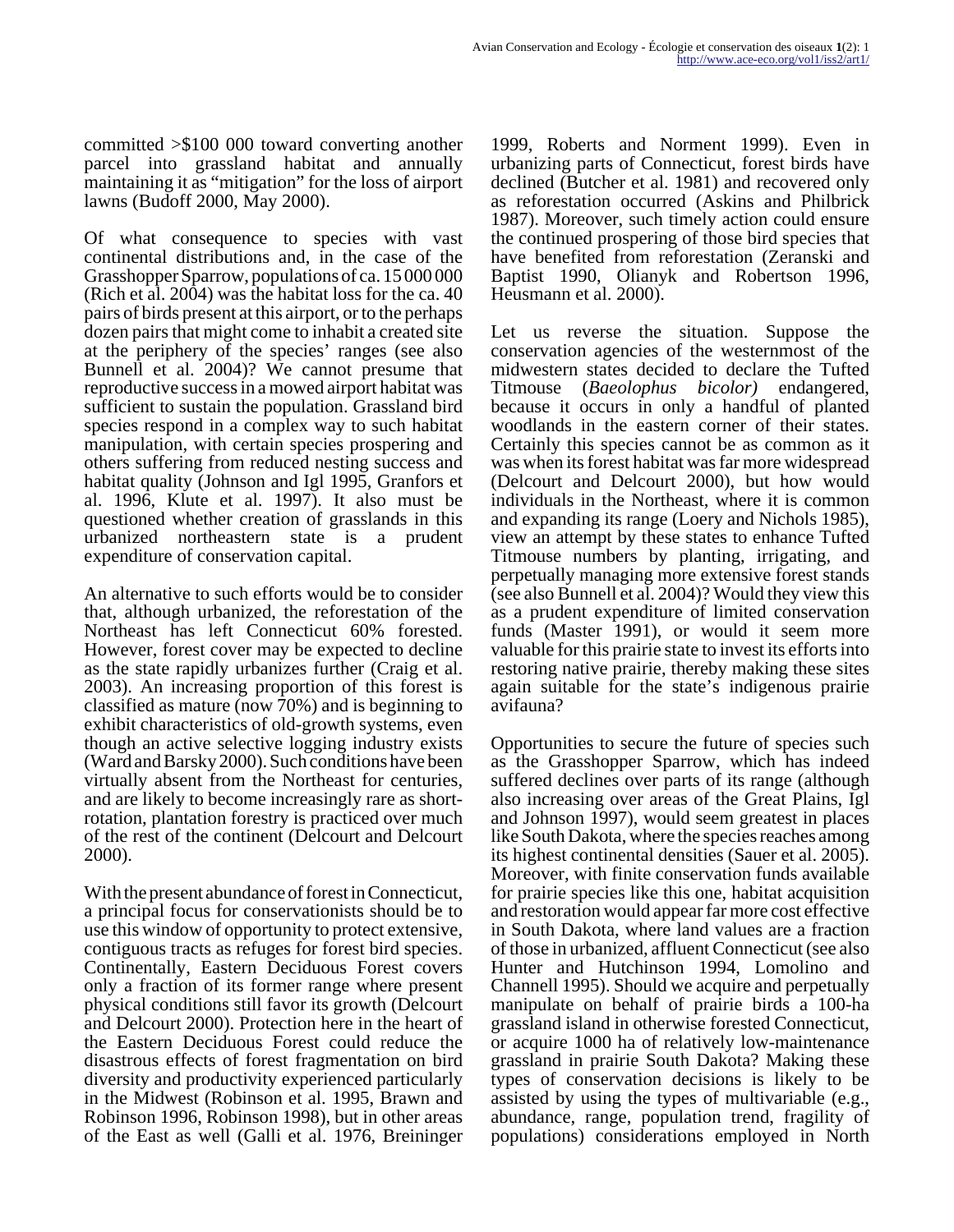committed >$100 000 toward converting another parcel into grassland habitat and annually maintaining it as "mitigation" for the loss of airport lawns (Budoff 2000, May 2000).

Of what consequence to species with vast continental distributions and, in the case of the Grasshopper Sparrow, populations of ca. 15 000 000 (Rich et al. 2004) was the habitat loss for the ca. 40 pairs of birds present at this airport, or to the perhaps dozen pairs that might come to inhabit a created site at the periphery of the species' ranges (see also Bunnell et al. 2004)? We cannot presume that reproductive success in a mowed airport habitat was sufficient to sustain the population. Grassland bird species respond in a complex way to such habitat manipulation, with certain species prospering and others suffering from reduced nesting success and habitat quality (Johnson and Igl 1995, Granfors et al. 1996, Klute et al. 1997). It also must be questioned whether creation of grasslands in this urbanized northeastern state is a prudent expenditure of conservation capital.

An alternative to such efforts would be to consider that, although urbanized, the reforestation of the Northeast has left Connecticut 60% forested. However, forest cover may be expected to decline as the state rapidly urbanizes further (Craig et al. 2003). An increasing proportion of this forest is classified as mature (now 70%) and is beginning to exhibit characteristics of old-growth systems, even though an active selective logging industry exists (Ward and Barsky 2000). Such conditions have been virtually absent from the Northeast for centuries, and are likely to become increasingly rare as short-rotation, plantation forestry is practiced over much of the rest of the continent (Delcourt and Delcourt 2000).

With the present abundance of forest in Connecticut, a principal focus for conservationists should be to use this window of opportunity to protect extensive, contiguous tracts as refuges for forest bird species. Continentally, Eastern Deciduous Forest covers only a fraction of its former range where present physical conditions still favor its growth (Delcourt and Delcourt 2000). Protection here in the heart of the Eastern Deciduous Forest could reduce the disastrous effects of forest fragmentation on bird diversity and productivity experienced particularly in the Midwest (Robinson et al. 1995, Brawn and Robinson 1996, Robinson 1998), but in other areas of the East as well (Galli et al. 1976, Breininger 1999, Roberts and Norment 1999). Even in urbanizing parts of Connecticut, forest birds have declined (Butcher et al. 1981) and recovered only as reforestation occurred (Askins and Philbrick 1987). Moreover, such timely action could ensure the continued prospering of those bird species that have benefited from reforestation (Zeranski and Baptist 1990, Olianyk and Robertson 1996, Heusmann et al. 2000).

Let us reverse the situation. Suppose the conservation agencies of the westernmost of the midwestern states decided to declare the Tufted Titmouse (*Baeolophus bicolor)* endangered, because it occurs in only a handful of planted woodlands in the eastern corner of their states. Certainly this species cannot be as common as it was when its forest habitat was far more widespread (Delcourt and Delcourt 2000), but how would individuals in the Northeast, where it is common and expanding its range (Loery and Nichols 1985), view an attempt by these states to enhance Tufted Titmouse numbers by planting, irrigating, and perpetually managing more extensive forest stands (see also Bunnell et al. 2004)? Would they view this as a prudent expenditure of limited conservation funds (Master 1991), or would it seem more valuable for this prairie state to invest its efforts into restoring native prairie, thereby making these sites again suitable for the state's indigenous prairie avifauna?

Opportunities to secure the future of species such as the Grasshopper Sparrow, which has indeed suffered declines over parts of its range (although also increasing over areas of the Great Plains, Igl and Johnson 1997), would seem greatest in places like South Dakota, where the species reaches among its highest continental densities (Sauer et al. 2005). Moreover, with finite conservation funds available for prairie species like this one, habitat acquisition and restoration would appear far more cost effective in South Dakota, where land values are a fraction of those in urbanized, affluent Connecticut (see also Hunter and Hutchinson 1994, Lomolino and Channell 1995). Should we acquire and perpetually manipulate on behalf of prairie birds a 100-ha grassland island in otherwise forested Connecticut, or acquire 1000 ha of relatively low-maintenance grassland in prairie South Dakota? Making these types of conservation decisions is likely to be assisted by using the types of multivariable (e.g., abundance, range, population trend, fragility of populations) considerations employed in North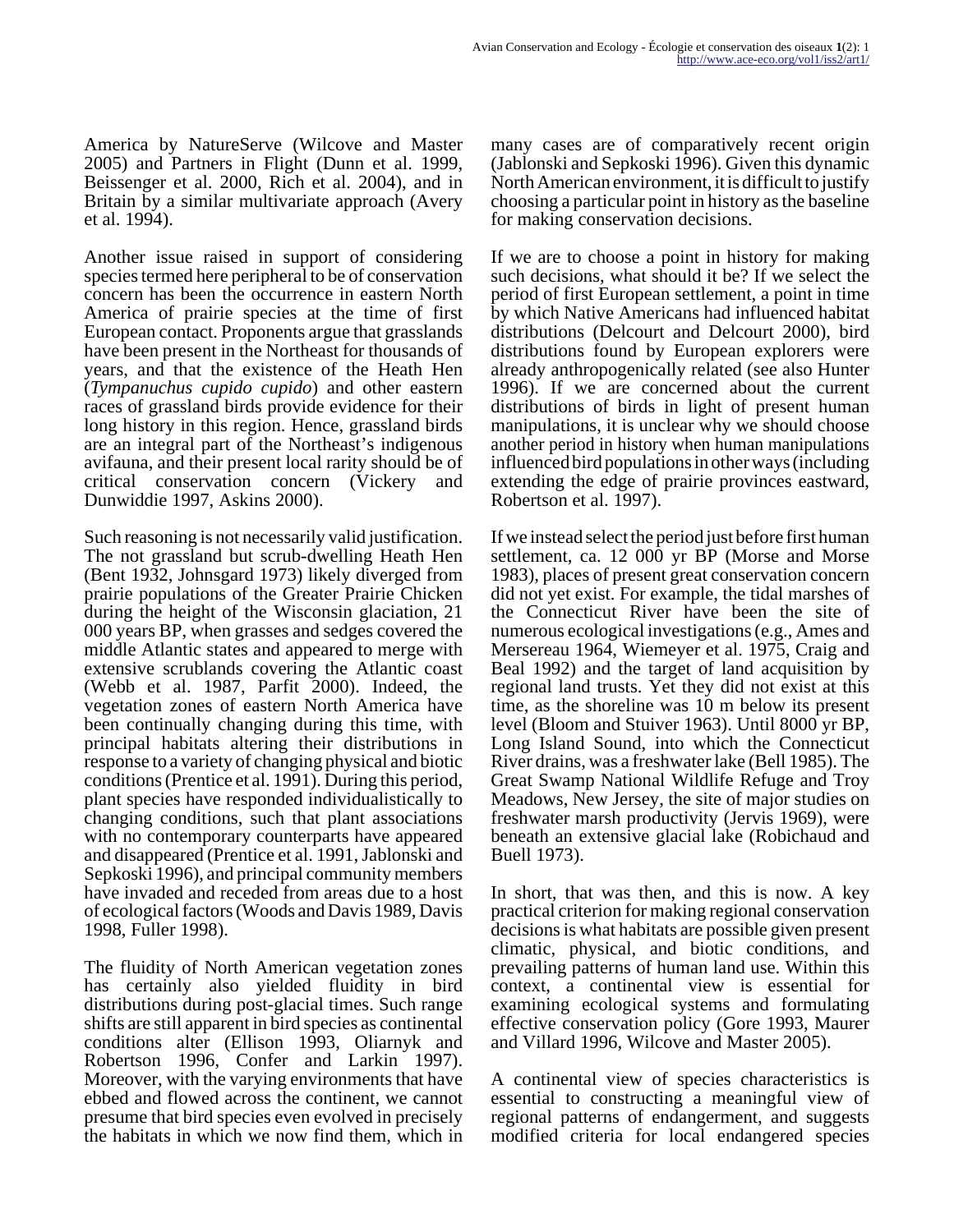America by NatureServe (Wilcove and Master 2005) and Partners in Flight (Dunn et al. 1999, Beissenger et al. 2000, Rich et al. 2004), and in Britain by a similar multivariate approach (Avery et al. 1994).

Another issue raised in support of considering species termed here peripheral to be of conservation concern has been the occurrence in eastern North America of prairie species at the time of first European contact. Proponents argue that grasslands have been present in the Northeast for thousands of years, and that the existence of the Heath Hen (*Tympanuchus cupido cupido*) and other eastern races of grassland birds provide evidence for their long history in this region. Hence, grassland birds are an integral part of the Northeast's indigenous avifauna, and their present local rarity should be of critical conservation concern (Vickery and Dunwiddie 1997, Askins 2000).

Such reasoning is not necessarily valid justification. The not grassland but scrub-dwelling Heath Hen (Bent 1932, Johnsgard 1973) likely diverged from prairie populations of the Greater Prairie Chicken during the height of the Wisconsin glaciation, 21 000 years BP, when grasses and sedges covered the middle Atlantic states and appeared to merge with extensive scrublands covering the Atlantic coast (Webb et al. 1987, Parfit 2000). Indeed, the vegetation zones of eastern North America have been continually changing during this time, with principal habitats altering their distributions in response to a variety of changing physical and biotic conditions (Prentice et al. 1991). During this period, plant species have responded individualistically to changing conditions, such that plant associations with no contemporary counterparts have appeared and disappeared (Prentice et al. 1991, Jablonski and Sepkoski 1996), and principal community members have invaded and receded from areas due to a host of ecological factors (Woods and Davis 1989, Davis 1998, Fuller 1998).

The fluidity of North American vegetation zones has certainly also yielded fluidity in bird distributions during post-glacial times. Such range shifts are still apparent in bird species as continental conditions alter (Ellison 1993, Oliarnyk and Robertson 1996, Confer and Larkin 1997). Moreover, with the varying environments that have ebbed and flowed across the continent, we cannot presume that bird species even evolved in precisely the habitats in which we now find them, which in many cases are of comparatively recent origin (Jablonski and Sepkoski 1996). Given this dynamic North American environment, it is difficult to justify choosing a particular point in history as the baseline for making conservation decisions.

If we are to choose a point in history for making such decisions, what should it be? If we select the period of first European settlement, a point in time by which Native Americans had influenced habitat distributions (Delcourt and Delcourt 2000), bird distributions found by European explorers were already anthropogenically related (see also Hunter 1996). If we are concerned about the current distributions of birds in light of present human manipulations, it is unclear why we should choose another period in history when human manipulations influenced bird populations in other ways (including extending the edge of prairie provinces eastward, Robertson et al. 1997).

If we instead select the period just before first human settlement, ca. 12 000 yr BP (Morse and Morse 1983), places of present great conservation concern did not yet exist. For example, the tidal marshes of the Connecticut River have been the site of numerous ecological investigations (e.g., Ames and Mersereau 1964, Wiemeyer et al. 1975, Craig and Beal 1992) and the target of land acquisition by regional land trusts. Yet they did not exist at this time, as the shoreline was 10 m below its present level (Bloom and Stuiver 1963). Until 8000 yr BP, Long Island Sound, into which the Connecticut River drains, was a freshwater lake (Bell 1985). The Great Swamp National Wildlife Refuge and Troy Meadows, New Jersey, the site of major studies on freshwater marsh productivity (Jervis 1969), were beneath an extensive glacial lake (Robichaud and Buell 1973).

In short, that was then, and this is now. A key practical criterion for making regional conservation decisions is what habitats are possible given present climatic, physical, and biotic conditions, and prevailing patterns of human land use. Within this context, a continental view is essential for examining ecological systems and formulating effective conservation policy (Gore 1993, Maurer and Villard 1996, Wilcove and Master 2005).

A continental view of species characteristics is essential to constructing a meaningful view of regional patterns of endangerment, and suggests modified criteria for local endangered species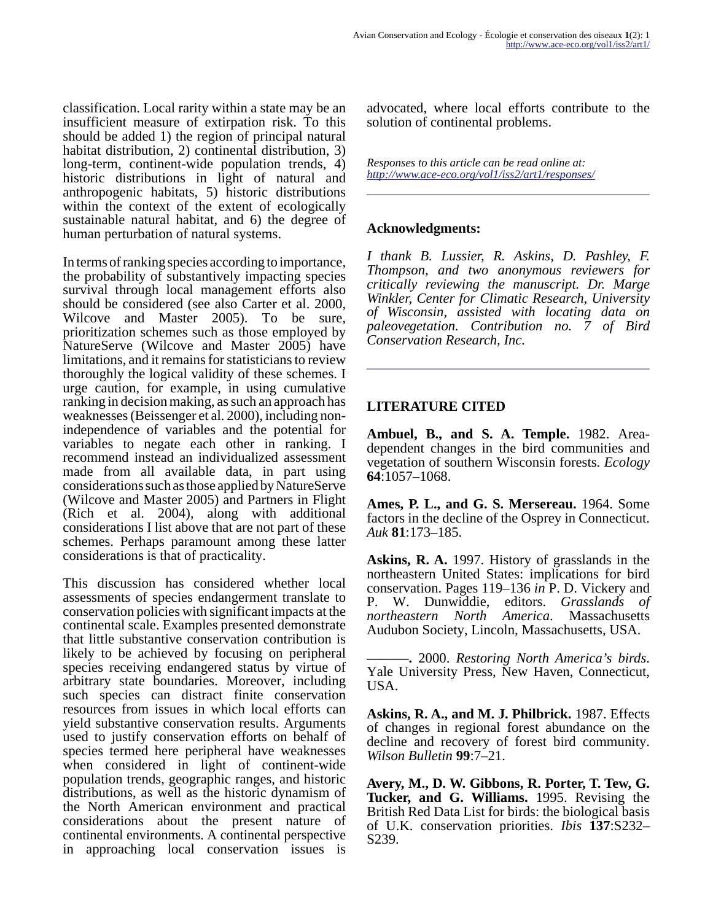classification. Local rarity within a state may be an insufficient measure of extirpation risk. To this should be added 1) the region of principal natural habitat distribution, 2) continental distribution, 3) long-term, continent-wide population trends, 4) historic distributions in light of natural and anthropogenic habitats, 5) historic distributions within the context of the extent of ecologically sustainable natural habitat, and 6) the degree of human perturbation of natural systems.

In terms of ranking species according to importance, the probability of substantively impacting species survival through local management efforts also should be considered (see also Carter et al. 2000, Wilcove and Master 2005). To be sure, prioritization schemes such as those employed by NatureServe (Wilcove and Master 2005) have limitations, and it remains for statisticians to review thoroughly the logical validity of these schemes. I urge caution, for example, in using cumulative ranking in decision making, as such an approach has weaknesses (Beissenger et al. 2000), including non-independence of variables and the potential for variables to negate each other in ranking. I recommend instead an individualized assessment made from all available data, in part using considerations such as those applied by NatureServe (Wilcove and Master 2005) and Partners in Flight (Rich et al. 2004), along with additional considerations I list above that are not part of these schemes. Perhaps paramount among these latter considerations is that of practicality.

This discussion has considered whether local assessments of species endangerment translate to conservation policies with significant impacts at the continental scale. Examples presented demonstrate that little substantive conservation contribution is likely to be achieved by focusing on peripheral species receiving endangered status by virtue of arbitrary state boundaries. Moreover, including such species can distract finite conservation resources from issues in which local efforts can yield substantive conservation results. Arguments used to justify conservation efforts on behalf of species termed here peripheral have weaknesses when considered in light of continent-wide population trends, geographic ranges, and historic distributions, as well as the historic dynamism of the North American environment and practical considerations about the present nature of continental environments. A continental perspective in approaching local conservation issues is advocated, where local efforts contribute to the solution of continental problems.

*Responses to this article can be read online at: http://www.ace-eco.org/vol1/iss2/art1/responses/*

---

**Acknowledgments:**

*I thank B. Lussier, R. Askins, D. Pashley, F. Thompson, and two anonymous reviewers for critically reviewing the manuscript. Dr. Marge Winkler, Center for Climatic Research, University of Wisconsin, assisted with locating data on paleovegetation. Contribution no. 7 of Bird Conservation Research, Inc.*

---

## LITERATURE CITED

**Ambuel, B., and S. A. Temple.** 1982. Area-dependent changes in the bird communities and vegetation of southern Wisconsin forests. *Ecology* **64**:1057–1068.

**Ames, P. L., and G. S. Mersereau.** 1964. Some factors in the decline of the Osprey in Connecticut. *Auk* **81**:173–185.

**Askins, R. A.** 1997. History of grasslands in the northeastern United States: implications for bird conservation. Pages 119–136 *in* P. D. Vickery and P. W. Dunwiddie, editors. *Grasslands of northeastern North America*. Massachusetts Audubon Society, Lincoln, Massachusetts, USA.

**———.** 2000. *Restoring North America's birds*. Yale University Press, New Haven, Connecticut, USA.

**Askins, R. A., and M. J. Philbrick.** 1987. Effects of changes in regional forest abundance on the decline and recovery of forest bird community. *Wilson Bulletin* **99**:7–21.

**Avery, M., D. W. Gibbons, R. Porter, T. Tew, G. Tucker, and G. Williams.** 1995. Revising the British Red Data List for birds: the biological basis of U.K. conservation priorities. *Ibis* **137**:S232–S239.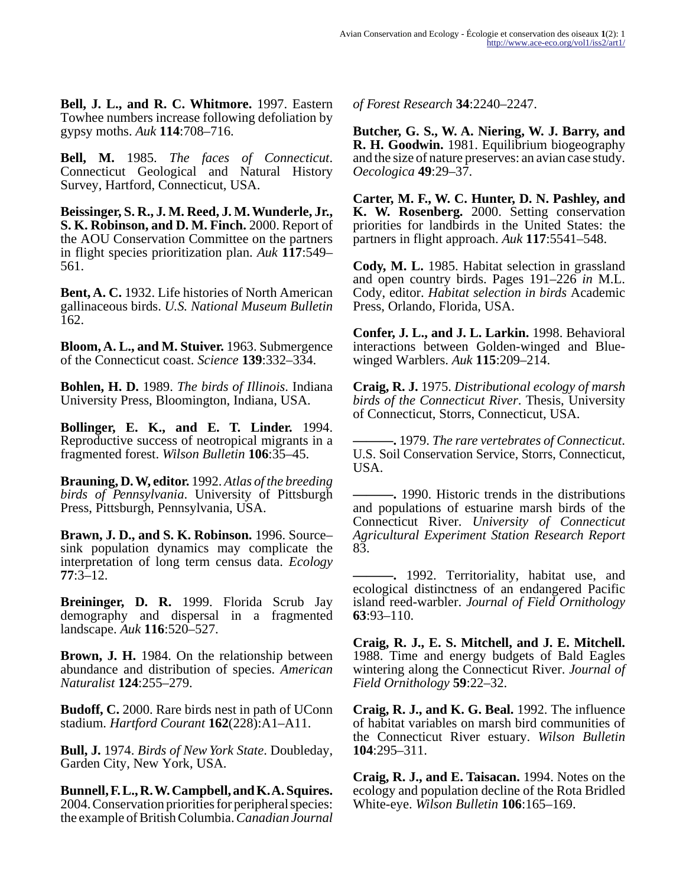**Bell, J. L., and R. C. Whitmore.** 1997. Eastern Towhee numbers increase following defoliation by gypsy moths. *Auk* **114**:708–716.

**Bell, M.** 1985. *The faces of Connecticut*. Connecticut Geological and Natural History Survey, Hartford, Connecticut, USA.

**Beissinger, S. R., J. M. Reed, J. M. Wunderle, Jr., S. K. Robinson, and D. M. Finch.** 2000. Report of the AOU Conservation Committee on the partners in flight species prioritization plan. *Auk* **117**:549–561.

**Bent, A. C.** 1932. Life histories of North American gallinaceous birds. *U.S. National Museum Bulletin* 162.

**Bloom, A. L., and M. Stuiver.** 1963. Submergence of the Connecticut coast. *Science* **139**:332–334.

**Bohlen, H. D.** 1989. *The birds of Illinois*. Indiana University Press, Bloomington, Indiana, USA.

**Bollinger, E. K., and E. T. Linder.** 1994. Reproductive success of neotropical migrants in a fragmented forest. *Wilson Bulletin* **106**:35–45.

**Brauning, D. W, editor.** 1992. *Atlas of the breeding birds of Pennsylvania*. University of Pittsburgh Press, Pittsburgh, Pennsylvania, USA.

**Brawn, J. D., and S. K. Robinson.** 1996. Source–sink population dynamics may complicate the interpretation of long term census data. *Ecology* **77**:3–12.

**Breininger, D. R.** 1999. Florida Scrub Jay demography and dispersal in a fragmented landscape. *Auk* **116**:520–527.

**Brown, J. H.** 1984. On the relationship between abundance and distribution of species. *American Naturalist* **124**:255–279.

**Budoff, C.** 2000. Rare birds nest in path of UConn stadium. *Hartford Courant* **162**(228):A1–A11.

**Bull, J.** 1974. *Birds of New York State*. Doubleday, Garden City, New York, USA.

**Bunnell, F. L., R. W. Campbell, and K. A. Squires.** 2004. Conservation priorities for peripheral species: the example of British Columbia. *Canadian Journal of Forest Research* **34**:2240–2247.

**Butcher, G. S., W. A. Niering, W. J. Barry, and R. H. Goodwin.** 1981. Equilibrium biogeography and the size of nature preserves: an avian case study. *Oecologica* **49**:29–37.

**Carter, M. F., W. C. Hunter, D. N. Pashley, and K. W. Rosenberg.** 2000. Setting conservation priorities for landbirds in the United States: the partners in flight approach. *Auk* **117**:5541–548.

**Cody, M. L.** 1985. Habitat selection in grassland and open country birds. Pages 191–226 *in* M.L. Cody, editor. *Habitat selection in birds* Academic Press, Orlando, Florida, USA.

**Confer, J. L., and J. L. Larkin.** 1998. Behavioral interactions between Golden-winged and Blue-winged Warblers. *Auk* **115**:209–214.

**Craig, R. J.** 1975. *Distributional ecology of marsh birds of the Connecticut River*. Thesis, University of Connecticut, Storrs, Connecticut, USA.

**———.** 1979. *The rare vertebrates of Connecticut*. U.S. Soil Conservation Service, Storrs, Connecticut, USA.

**———.** 1990. Historic trends in the distributions and populations of estuarine marsh birds of the Connecticut River. *University of Connecticut Agricultural Experiment Station Research Report* 83.

**———.** 1992. Territoriality, habitat use, and ecological distinctness of an endangered Pacific island reed-warbler. *Journal of Field Ornithology* **63**:93–110.

**Craig, R. J., E. S. Mitchell, and J. E. Mitchell.** 1988. Time and energy budgets of Bald Eagles wintering along the Connecticut River. *Journal of Field Ornithology* **59**:22–32.

**Craig, R. J., and K. G. Beal.** 1992. The influence of habitat variables on marsh bird communities of the Connecticut River estuary. *Wilson Bulletin* **104**:295–311.

**Craig, R. J., and E. Taisacan.** 1994. Notes on the ecology and population decline of the Rota Bridled White-eye. *Wilson Bulletin* **106**:165–169.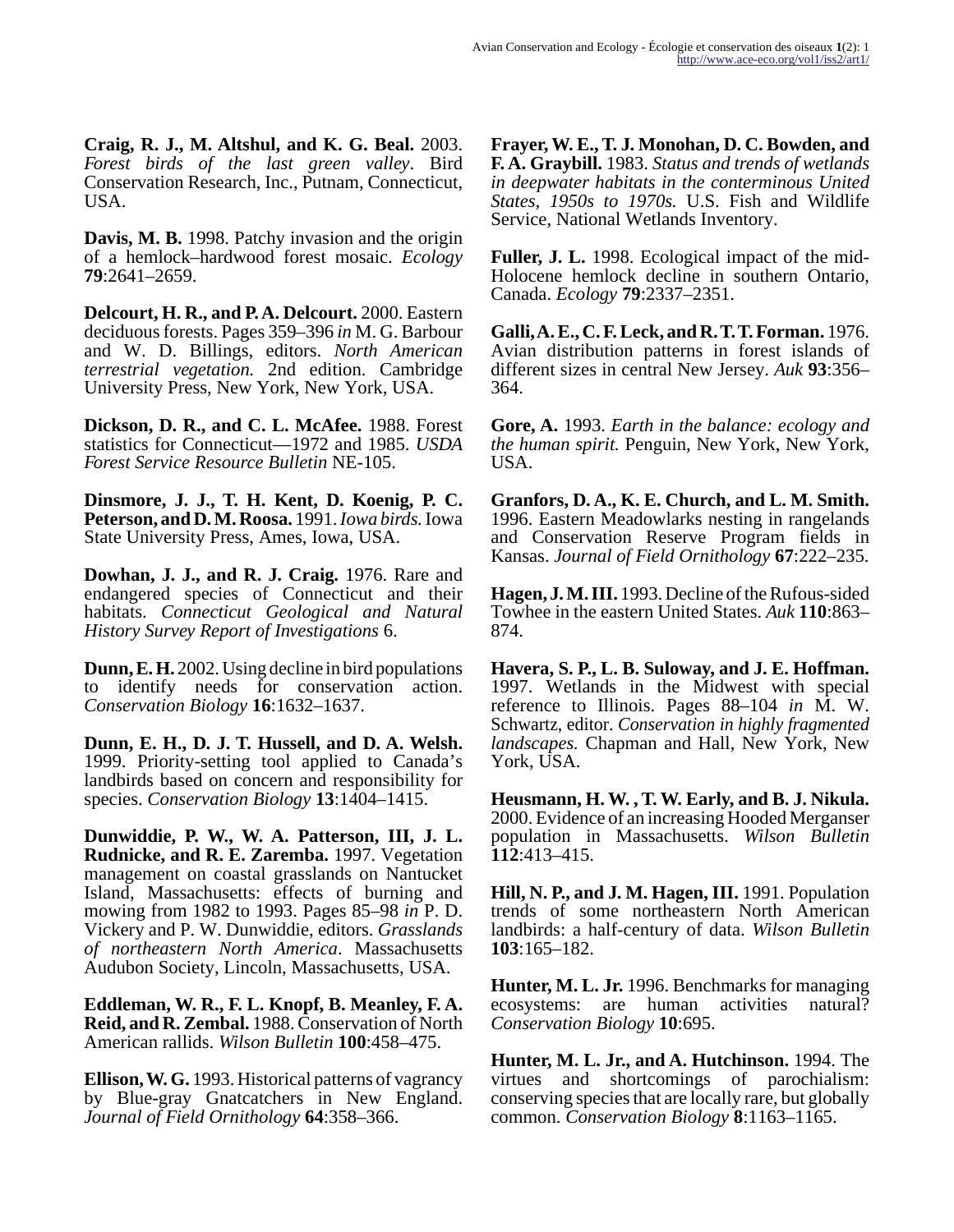**Craig, R. J., M. Altshul, and K. G. Beal.** 2003. *Forest birds of the last green valley*. Bird Conservation Research, Inc., Putnam, Connecticut, USA.

**Davis, M. B.** 1998. Patchy invasion and the origin of a hemlock–hardwood forest mosaic. *Ecology* **79**:2641–2659.

**Delcourt, H. R., and P. A. Delcourt.** 2000. Eastern deciduous forests. Pages 359–396 *in* M. G. Barbour and W. D. Billings, editors. *North American terrestrial vegetation.* 2nd edition. Cambridge University Press, New York, New York, USA.

**Dickson, D. R., and C. L. McAfee.** 1988. Forest statistics for Connecticut—1972 and 1985. *USDA Forest Service Resource Bulletin* NE-105.

**Dinsmore, J. J., T. H. Kent, D. Koenig, P. C. Peterson, and D. M. Roosa.** 1991. *Iowa birds.* Iowa State University Press, Ames, Iowa, USA.

**Dowhan, J. J., and R. J. Craig.** 1976. Rare and endangered species of Connecticut and their habitats. *Connecticut Geological and Natural History Survey Report of Investigations* 6.

**Dunn, E. H.** 2002. Using decline in bird populations to identify needs for conservation action. *Conservation Biology* **16**:1632–1637.

**Dunn, E. H., D. J. T. Hussell, and D. A. Welsh.** 1999. Priority-setting tool applied to Canada's landbirds based on concern and responsibility for species. *Conservation Biology* **13**:1404–1415.

**Dunwiddie, P. W., W. A. Patterson, III, J. L. Rudnicke, and R. E. Zaremba.** 1997. Vegetation management on coastal grasslands on Nantucket Island, Massachusetts: effects of burning and mowing from 1982 to 1993. Pages 85–98 *in* P. D. Vickery and P. W. Dunwiddie, editors. *Grasslands of northeastern North America*. Massachusetts Audubon Society, Lincoln, Massachusetts, USA.

**Eddleman, W. R., F. L. Knopf, B. Meanley, F. A. Reid, and R. Zembal.** 1988. Conservation of North American rallids. *Wilson Bulletin* **100**:458–475.

**Ellison, W. G.** 1993. Historical patterns of vagrancy by Blue-gray Gnatcatchers in New England. *Journal of Field Ornithology* **64**:358–366.

**Frayer, W. E., T. J. Monohan, D. C. Bowden, and F. A. Graybill.** 1983. *Status and trends of wetlands in deepwater habitats in the conterminous United States, 1950s to 1970s.* U.S. Fish and Wildlife Service, National Wetlands Inventory.

**Fuller, J. L.** 1998. Ecological impact of the mid-Holocene hemlock decline in southern Ontario, Canada. *Ecology* **79**:2337–2351.

**Galli, A. E., C. F. Leck, and R. T. T. Forman.** 1976. Avian distribution patterns in forest islands of different sizes in central New Jersey. *Auk* **93**:356–364.

**Gore, A.** 1993. *Earth in the balance: ecology and the human spirit.* Penguin, New York, New York, USA.

**Granfors, D. A., K. E. Church, and L. M. Smith.** 1996. Eastern Meadowlarks nesting in rangelands and Conservation Reserve Program fields in Kansas. *Journal of Field Ornithology* **67**:222–235.

**Hagen, J. M. III.** 1993. Decline of the Rufous-sided Towhee in the eastern United States. *Auk* **110**:863–874.

**Havera, S. P., L. B. Suloway, and J. E. Hoffman.** 1997. Wetlands in the Midwest with special reference to Illinois. Pages 88–104 *in* M. W. Schwartz, editor. *Conservation in highly fragmented landscapes.* Chapman and Hall, New York, New York, USA.

**Heusmann, H. W. , T. W. Early, and B. J. Nikula.** 2000. Evidence of an increasing Hooded Merganser population in Massachusetts. *Wilson Bulletin* **112**:413–415.

**Hill, N. P., and J. M. Hagen, III.** 1991. Population trends of some northeastern North American landbirds: a half-century of data. *Wilson Bulletin* **103**:165–182.

**Hunter, M. L. Jr.** 1996. Benchmarks for managing ecosystems: are human activities natural? *Conservation Biology* **10**:695.

**Hunter, M. L. Jr., and A. Hutchinson.** 1994. The virtues and shortcomings of parochialism: conserving species that are locally rare, but globally common. *Conservation Biology* **8**:1163–1165.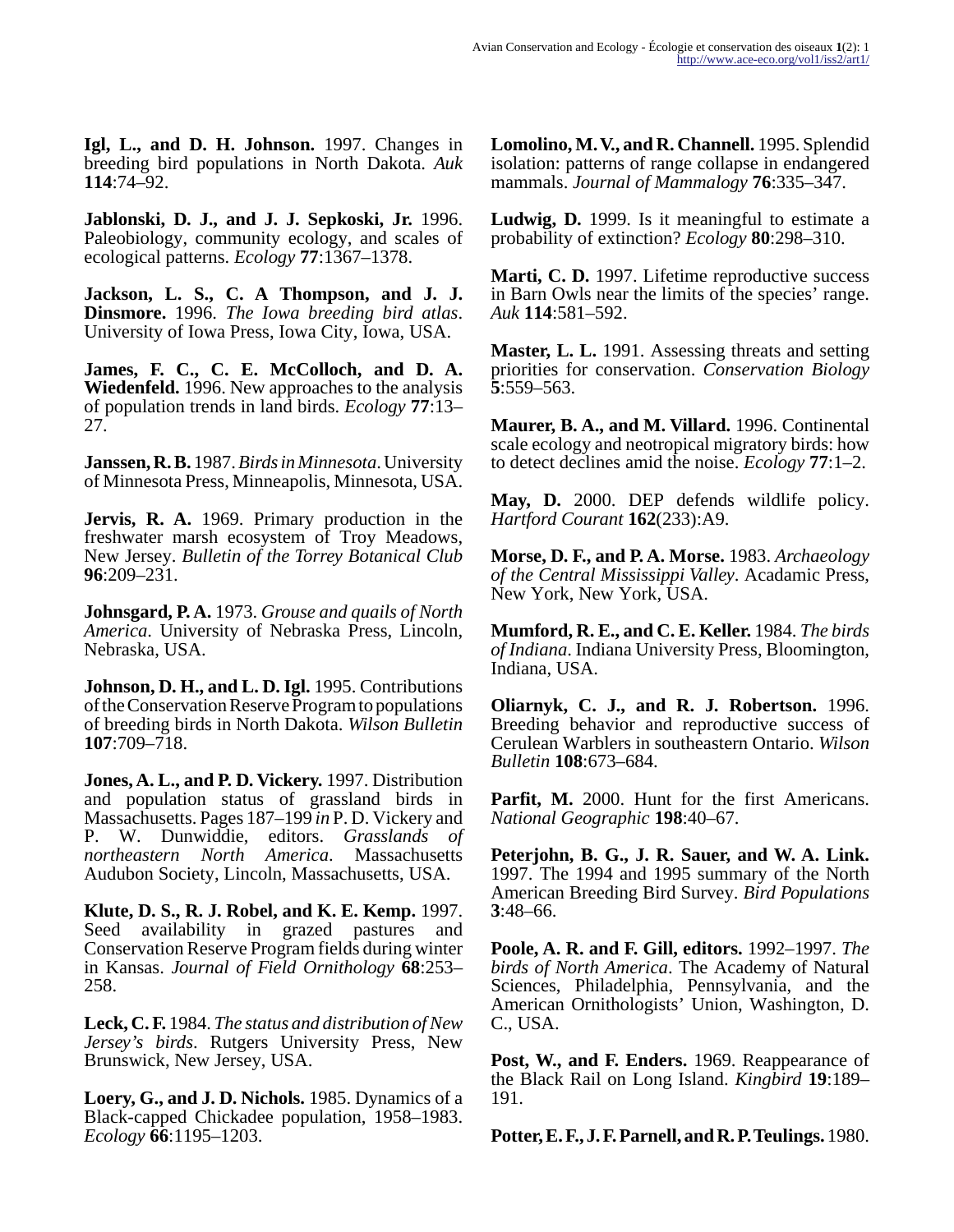**Igl, L., and D. H. Johnson.** 1997. Changes in breeding bird populations in North Dakota. *Auk* **114**:74–92.

**Jablonski, D. J., and J. J. Sepkoski, Jr.** 1996. Paleobiology, community ecology, and scales of ecological patterns. *Ecology* **77**:1367–1378.

**Jackson, L. S., C. A Thompson, and J. J. Dinsmore.** 1996. *The Iowa breeding bird atlas*. University of Iowa Press, Iowa City, Iowa, USA.

**James, F. C., C. E. McColloch, and D. A. Wiedenfeld.** 1996. New approaches to the analysis of population trends in land birds. *Ecology* **77**:13–27.

**Janssen, R. B.** 1987. *Birds in Minnesota*. University of Minnesota Press, Minneapolis, Minnesota, USA.

**Jervis, R. A.** 1969. Primary production in the freshwater marsh ecosystem of Troy Meadows, New Jersey. *Bulletin of the Torrey Botanical Club* **96**:209–231.

**Johnsgard, P. A.** 1973. *Grouse and quails of North America*. University of Nebraska Press, Lincoln, Nebraska, USA.

**Johnson, D. H., and L. D. Igl.** 1995. Contributions of the Conservation Reserve Program to populations of breeding birds in North Dakota. *Wilson Bulletin* **107**:709–718.

**Jones, A. L., and P. D. Vickery.** 1997. Distribution and population status of grassland birds in Massachusetts. Pages 187–199 *in* P. D. Vickery and P. W. Dunwiddie, editors. *Grasslands of northeastern North America*. Massachusetts Audubon Society, Lincoln, Massachusetts, USA.

**Klute, D. S., R. J. Robel, and K. E. Kemp.** 1997. Seed availability in grazed pastures and Conservation Reserve Program fields during winter in Kansas. *Journal of Field Ornithology* **68**:253–258.

**Leck, C. F.** 1984. *The status and distribution of New Jersey's birds*. Rutgers University Press, New Brunswick, New Jersey, USA.

**Loery, G., and J. D. Nichols.** 1985. Dynamics of a Black-capped Chickadee population, 1958–1983. *Ecology* **66**:1195–1203.

**Lomolino, M. V., and R. Channell.** 1995. Splendid isolation: patterns of range collapse in endangered mammals. *Journal of Mammalogy* **76**:335–347.

**Ludwig, D.** 1999. Is it meaningful to estimate a probability of extinction? *Ecology* **80**:298–310.

**Marti, C. D.** 1997. Lifetime reproductive success in Barn Owls near the limits of the species' range. *Auk* **114**:581–592.

**Master, L. L.** 1991. Assessing threats and setting priorities for conservation. *Conservation Biology* **5**:559–563.

**Maurer, B. A., and M. Villard.** 1996. Continental scale ecology and neotropical migratory birds: how to detect declines amid the noise. *Ecology* **77**:1–2.

**May, D.** 2000. DEP defends wildlife policy. *Hartford Courant* **162**(233):A9.

**Morse, D. F., and P. A. Morse.** 1983. *Archaeology of the Central Mississippi Valley*. Acadamic Press, New York, New York, USA.

**Mumford, R. E., and C. E. Keller.** 1984. *The birds of Indiana*. Indiana University Press, Bloomington, Indiana, USA.

**Oliarnyk, C. J., and R. J. Robertson.** 1996. Breeding behavior and reproductive success of Cerulean Warblers in southeastern Ontario. *Wilson Bulletin* **108**:673–684.

**Parfit, M.** 2000. Hunt for the first Americans. *National Geographic* **198**:40–67.

**Peterjohn, B. G., J. R. Sauer, and W. A. Link.** 1997. The 1994 and 1995 summary of the North American Breeding Bird Survey. *Bird Populations* **3**:48–66.

**Poole, A. R. and F. Gill, editors.** 1992–1997. *The birds of North America*. The Academy of Natural Sciences, Philadelphia, Pennsylvania, and the American Ornithologists' Union, Washington, D. C., USA.

**Post, W., and F. Enders.** 1969. Reappearance of the Black Rail on Long Island. *Kingbird* **19**:189–191.

**Potter, E. F., J. F. Parnell, and R. P. Teulings.** 1980.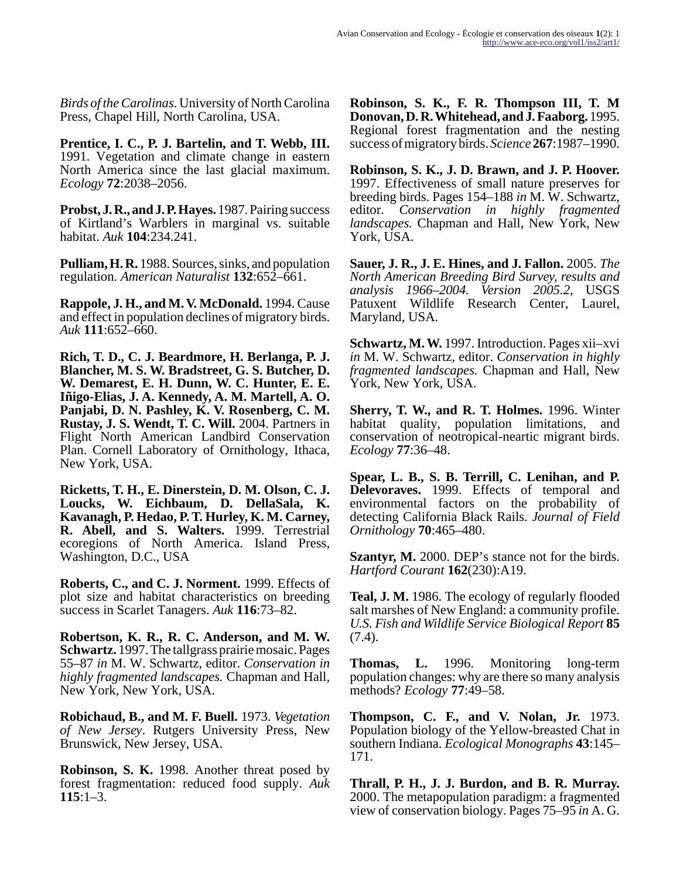*Birds of the Carolinas*. University of North Carolina Press, Chapel Hill, North Carolina, USA.

**Prentice, I. C., P. J. Bartelin, and T. Webb, III.** 1991. Vegetation and climate change in eastern North America since the last glacial maximum. *Ecology* **72**:2038–2056.

**Probst, J. R., and J. P. Hayes.** 1987. Pairing success of Kirtland's Warblers in marginal vs. suitable habitat. *Auk* **104**:234.241.

**Pulliam, H. R.** 1988. Sources, sinks, and population regulation. *American Naturalist* **132**:652–661.

**Rappole, J. H., and M. V. McDonald.** 1994. Cause and effect in population declines of migratory birds. *Auk* **111**:652–660.

**Rich, T. D., C. J. Beardmore, H. Berlanga, P. J. Blancher, M. S. W. Bradstreet, G. S. Butcher, D. W. Demarest, E. H. Dunn, W. C. Hunter, E. E. Iñigo-Elias, J. A. Kennedy, A. M. Martell, A. O. Panjabi, D. N. Pashley, K. V. Rosenberg, C. M. Rustay, J. S. Wendt, T. C. Will.** 2004. Partners in Flight North American Landbird Conservation Plan. Cornell Laboratory of Ornithology, Ithaca, New York, USA.

**Ricketts, T. H., E. Dinerstein, D. M. Olson, C. J. Loucks, W. Eichbaum, D. DellaSala, K. Kavanagh, P. Hedao, P. T. Hurley, K. M. Carney, R. Abell, and S. Walters.** 1999. Terrestrial ecoregions of North America. Island Press, Washington, D.C., USA

**Roberts, C., and C. J. Norment.** 1999. Effects of plot size and habitat characteristics on breeding success in Scarlet Tanagers. *Auk* **116**:73–82.

**Robertson, K. R., R. C. Anderson, and M. W. Schwartz.** 1997. The tallgrass prairie mosaic. Pages 55–87 *in* M. W. Schwartz, editor. *Conservation in highly fragmented landscapes.* Chapman and Hall, New York, New York, USA.

**Robichaud, B., and M. F. Buell.** 1973. *Vegetation of New Jersey*. Rutgers University Press, New Brunswick, New Jersey, USA.

**Robinson, S. K.** 1998. Another threat posed by forest fragmentation: reduced food supply. *Auk* **115**:1–3.

**Robinson, S. K., F. R. Thompson III, T. M Donovan, D. R. Whitehead, and J. Faaborg.** 1995. Regional forest fragmentation and the nesting success of migratory birds. *Science* **267**:1987–1990.

**Robinson, S. K., J. D. Brawn, and J. P. Hoover.** 1997. Effectiveness of small nature preserves for breeding birds. Pages 154–188 *in* M. W. Schwartz, editor. *Conservation in highly fragmented landscapes.* Chapman and Hall, New York, New York, USA.

**Sauer, J. R., J. E. Hines, and J. Fallon.** 2005. *The North American Breeding Bird Survey, results and analysis 1966–2004. Version 2005.2,* USGS Patuxent Wildlife Research Center, Laurel, Maryland, USA.

**Schwartz, M. W.** 1997. Introduction. Pages xii–xvi *in* M. W. Schwartz, editor. *Conservation in highly fragmented landscapes.* Chapman and Hall, New York, New York, USA.

**Sherry, T. W., and R. T. Holmes.** 1996. Winter habitat quality, population limitations, and conservation of neotropical-neartic migrant birds. *Ecology* **77**:36–48.

**Spear, L. B., S. B. Terrill, C. Lenihan, and P. Delevoraves.** 1999. Effects of temporal and environmental factors on the probability of detecting California Black Rails. *Journal of Field Ornithology* **70**:465–480.

**Szantyr, M.** 2000. DEP's stance not for the birds. *Hartford Courant* **162**(230):A19.

**Teal, J. M.** 1986. The ecology of regularly flooded salt marshes of New England: a community profile. *U.S. Fish and Wildlife Service Biological Report* **85** (7.4).

**Thomas, L.** 1996. Monitoring long-term population changes: why are there so many analysis methods? *Ecology* **77**:49–58.

**Thompson, C. F., and V. Nolan, Jr.** 1973. Population biology of the Yellow-breasted Chat in southern Indiana. *Ecological Monographs* **43**:145–171.

**Thrall, P. H., J. J. Burdon, and B. R. Murray.** 2000. The metapopulation paradigm: a fragmented view of conservation biology. Pages 75–95 *in* A. G.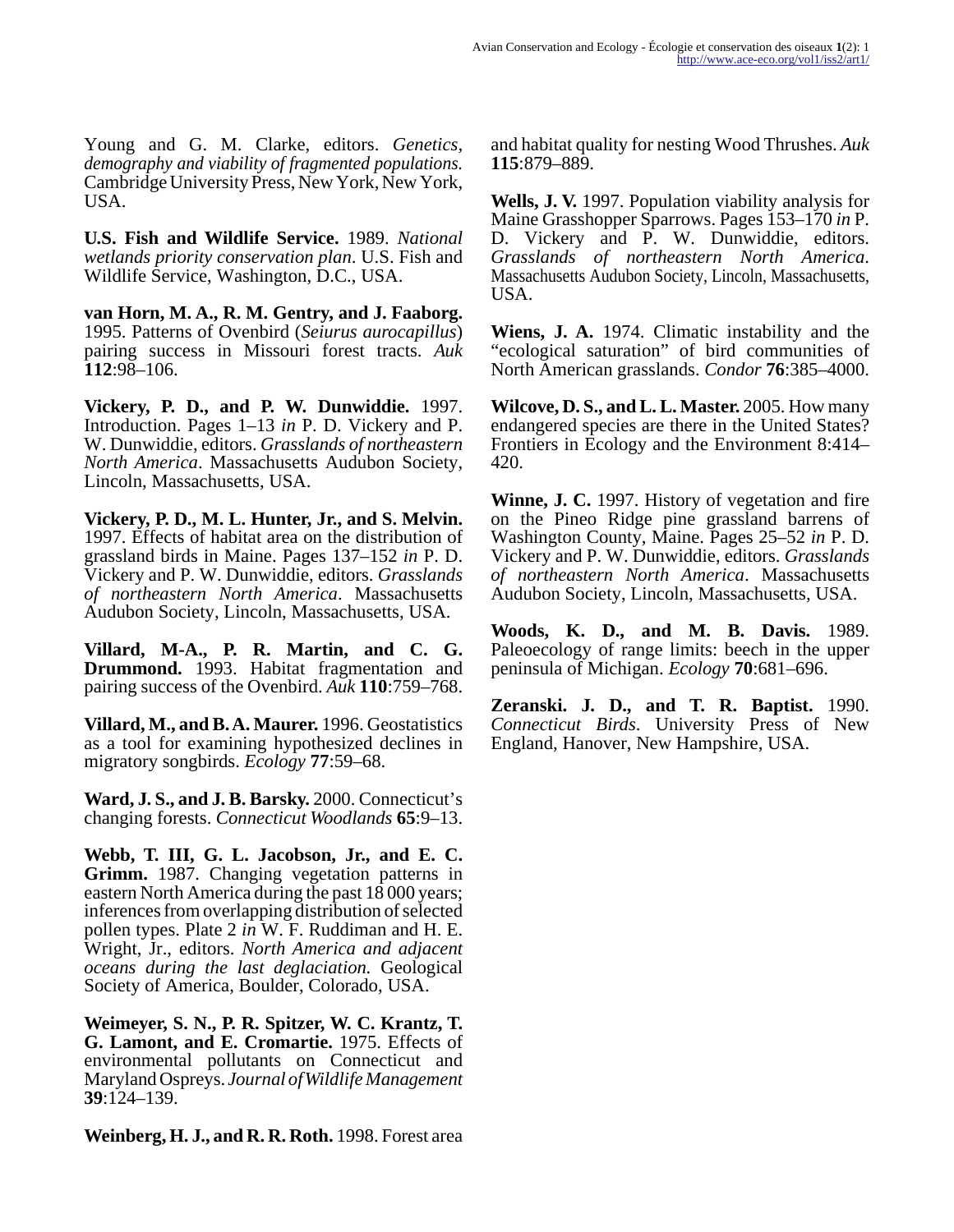Young and G. M. Clarke, editors. *Genetics, demography and viability of fragmented populations.* Cambridge University Press, New York, New York, USA.

**U.S. Fish and Wildlife Service.** 1989. *National wetlands priority conservation plan*. U.S. Fish and Wildlife Service, Washington, D.C., USA.

**van Horn, M. A., R. M. Gentry, and J. Faaborg.** 1995. Patterns of Ovenbird (*Seiurus aurocapillus*) pairing success in Missouri forest tracts. *Auk* **112**:98–106.

**Vickery, P. D., and P. W. Dunwiddie.** 1997. Introduction. Pages 1–13 *in* P. D. Vickery and P. W. Dunwiddie, editors. *Grasslands of northeastern North America*. Massachusetts Audubon Society, Lincoln, Massachusetts, USA.

**Vickery, P. D., M. L. Hunter, Jr., and S. Melvin.** 1997. Effects of habitat area on the distribution of grassland birds in Maine. Pages 137–152 *in* P. D. Vickery and P. W. Dunwiddie, editors. *Grasslands of northeastern North America*. Massachusetts Audubon Society, Lincoln, Massachusetts, USA.

**Villard, M-A., P. R. Martin, and C. G. Drummond.** 1993. Habitat fragmentation and pairing success of the Ovenbird. *Auk* **110**:759–768.

**Villard, M., and B. A. Maurer.** 1996. Geostatistics as a tool for examining hypothesized declines in migratory songbirds. *Ecology* **77**:59–68.

**Ward, J. S., and J. B. Barsky.** 2000. Connecticut's changing forests. *Connecticut Woodlands* **65**:9–13.

**Webb, T. III, G. L. Jacobson, Jr., and E. C. Grimm.** 1987. Changing vegetation patterns in eastern North America during the past 18 000 years; inferences from overlapping distribution of selected pollen types. Plate 2 *in* W. F. Ruddiman and H. E. Wright, Jr., editors. *North America and adjacent oceans during the last deglaciation.* Geological Society of America, Boulder, Colorado, USA.

**Weimeyer, S. N., P. R. Spitzer, W. C. Krantz, T. G. Lamont, and E. Cromartie.** 1975. Effects of environmental pollutants on Connecticut and Maryland Ospreys. *Journal of Wildlife Management* **39**:124–139.

**Weinberg, H. J., and R. R. Roth.** 1998. Forest area and habitat quality for nesting Wood Thrushes. *Auk* **115**:879–889.

**Wells, J. V.** 1997. Population viability analysis for Maine Grasshopper Sparrows. Pages 153–170 *in* P. D. Vickery and P. W. Dunwiddie, editors. *Grasslands of northeastern North America*. Massachusetts Audubon Society, Lincoln, Massachusetts, USA.

**Wiens, J. A.** 1974. Climatic instability and the "ecological saturation" of bird communities of North American grasslands. *Condor* **76**:385–4000.

**Wilcove, D. S., and L. L. Master.** 2005. How many endangered species are there in the United States? Frontiers in Ecology and the Environment 8:414–420.

**Winne, J. C.** 1997. History of vegetation and fire on the Pineo Ridge pine grassland barrens of Washington County, Maine. Pages 25–52 *in* P. D. Vickery and P. W. Dunwiddie, editors. *Grasslands of northeastern North America*. Massachusetts Audubon Society, Lincoln, Massachusetts, USA.

**Woods, K. D., and M. B. Davis.** 1989. Paleoecology of range limits: beech in the upper peninsula of Michigan. *Ecology* **70**:681–696.

**Zeranski. J. D., and T. R. Baptist.** 1990. *Connecticut Birds*. University Press of New England, Hanover, New Hampshire, USA.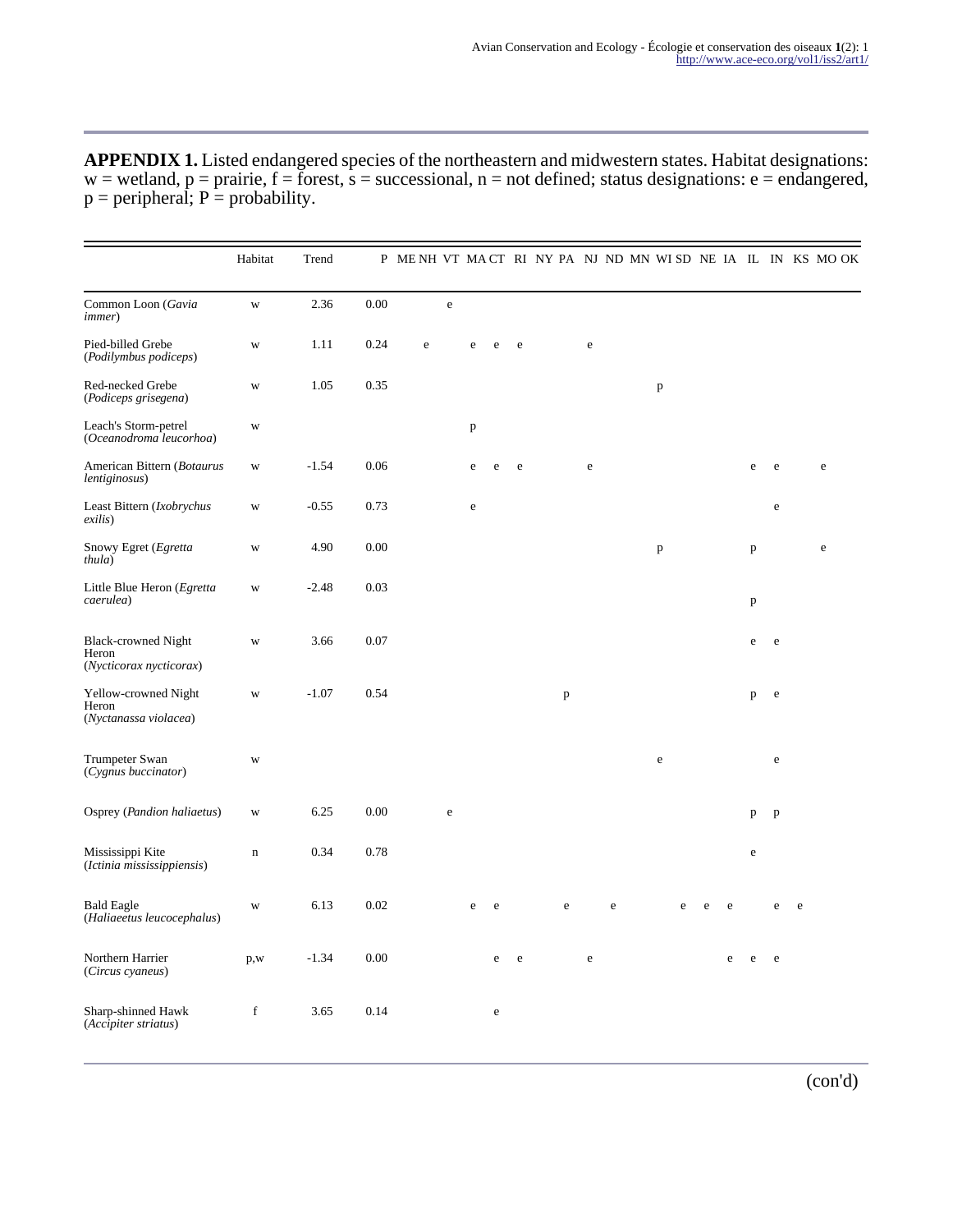**APPENDIX 1.** Listed endangered species of the northeastern and midwestern states. Habitat designations: w = wetland, p = prairie, f = forest, s = successional, n = not defined; status designations: e = endangered, p = peripheral; P = probability.

| | Habitat | Trend | P | ME | NH | VT | MA | CT | RI | NY | PA | NJ | ND | MN | WI | SD | NE | IA | IL | IN | KS | MO | OK |
|---|---|---|---|---|---|---|---|---|---|---|---|---|---|---|---|---|---|---|---|---|---|---|---|
| Common Loon (*Gavia immer*) | w | 2.36 | 0.00 | | | e | | | | | | | | | | | | | | | | | |
| Pied-billed Grebe (*Podilymbus podiceps*) | w | 1.11 | 0.24 | | e | | e | e | e | | | e | | | | | | | | | | | |
| Red-necked Grebe (*Podiceps grisegena*) | w | 1.05 | 0.35 | | | | | | | | | | | | p | | | | | | | | |
| Leach's Storm-petrel (*Oceanodroma leucorhoa*) | w | | | | | | p | | | | | | | | | | | | | | | | |
| American Bittern (*Botaurus lentiginosus*) | w | -1.54 | 0.06 | | | | e | e | e | | | e | | | | | | | e | e | | e | |
| Least Bittern (*Ixobrychus exilis*) | w | -0.55 | 0.73 | | | | e | | | | | | | | | | | | | e | | | |
| Snowy Egret (*Egretta thula*) | w | 4.90 | 0.00 | | | | | | | | | | | | p | | | | p | | | e | |
| Little Blue Heron (*Egretta caerulea*) | w | -2.48 | 0.03 | | | | | | | | | | | | | | | | p | | | | |
| Black-crowned Night Heron (*Nycticorax nycticorax*) | w | 3.66 | 0.07 | | | | | | | | | | | | | | | | e | e | | | |
| Yellow-crowned Night Heron (*Nyctanassa violacea*) | w | -1.07 | 0.54 | | | | | | | | p | | | | | | | | p | e | | | |
| Trumpeter Swan (*Cygnus buccinator*) | w | | | | | | | | | | | | | | e | | | | | e | | | |
| Osprey (*Pandion haliaetus*) | w | 6.25 | 0.00 | | | e | | | | | | | | | | | | | p | p | | | |
| Mississippi Kite (*Ictinia mississippiensis*) | n | 0.34 | 0.78 | | | | | | | | | | | | | | | | e | | | | |
| Bald Eagle (*Haliaeetus leucocephalus*) | w | 6.13 | 0.02 | | | | e | e | | | e | | e | | | e | e | e | | e | e | | |
| Northern Harrier (*Circus cyaneus*) | p,w | -1.34 | 0.00 | | | | | e | e | | | e | | | | | | e | e | e | | | |
| Sharp-shinned Hawk (*Accipiter striatus*) | f | 3.65 | 0.14 | | | | | e | | | | | | | | | | | | | | | |

(con'd)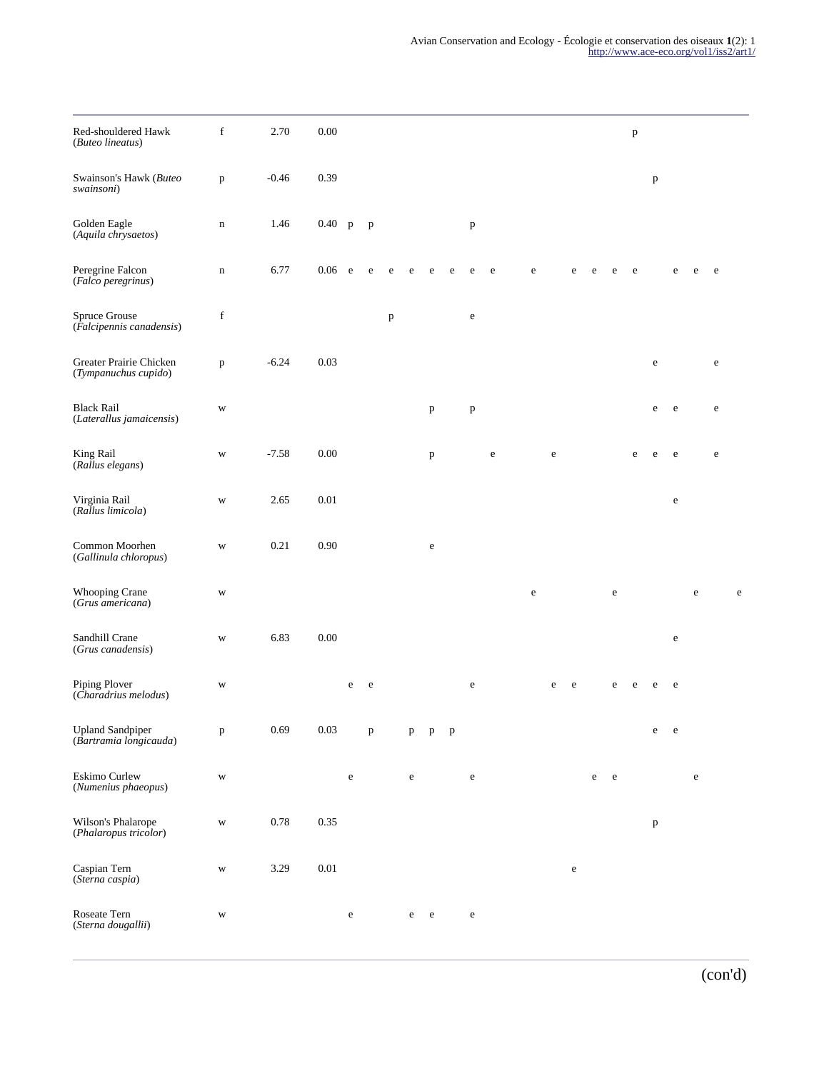| | | | | | | | | | | | | | | | | | | | | | | | |
|---|---|---|---|---|---|---|---|---|---|---|---|---|---|---|---|---|---|---|---|---|---|---|---|
| Red-shouldered Hawk (*Buteo lineatus*) | f | 2.70 | 0.00 | | | | | | | | | | | | | | | p | | | | | |
| Swainson's Hawk (*Buteo swainsoni*) | p | -0.46 | 0.39 | | | | | | | | | | | | | | | | p | | | | |
| Golden Eagle (*Aquila chrysaetos*) | n | 1.46 | 0.40 | p | p | | | | | p | | | | | | | | | | | | | |
| Peregrine Falcon (*Falco peregrinus*) | n | 6.77 | 0.06 | e | e | e | e | e | e | e | e | | e | | e | e | e | e | | e | e | e | |
| Spruce Grouse (*Falcipennis canadensis*) | f | | | | | p | | | | e | | | | | | | | | | | | | |
| Greater Prairie Chicken (*Tympanuchus cupido*) | p | -6.24 | 0.03 | | | | | | | | | | | | | | | | e | | | e | |
| Black Rail (*Laterallus jamaicensis*) | w | | | | | | | p | | p | | | | | | | | | e | e | | e | |
| King Rail (*Rallus elegans*) | w | -7.58 | 0.00 | | | | | p | | | e | | | e | | | | e | e | e | | e | |
| Virginia Rail (*Rallus limicola*) | w | 2.65 | 0.01 | | | | | | | | | | | | | | | | | e | | | |
| Common Moorhen (*Gallinula chloropus*) | w | 0.21 | 0.90 | | | | | e | | | | | | | | | | | | | | | |
| Whooping Crane (*Grus americana*) | w | | | | | | | | | | | | e | | | | e | | | | e | | e |
| Sandhill Crane (*Grus canadensis*) | w | 6.83 | 0.00 | | | | | | | | | | | | | | | | | e | | | |
| Piping Plover (*Charadrius melodus*) | w | | | e | e | | | | | e | | | | e | e | | e | e | e | e | | | |
| Upland Sandpiper (*Bartramia longicauda*) | p | 0.69 | 0.03 | | p | | p | p | p | | | | | | | | | | e | e | | | |
| Eskimo Curlew (*Numenius phaeopus*) | w | | | e | | | e | | | e | | | | | | e | e | | | | e | | |
| Wilson's Phalarope (*Phalaropus tricolor*) | w | 0.78 | 0.35 | | | | | | | | | | | | | | | | p | | | | |
| Caspian Tern (*Sterna caspia*) | w | 3.29 | 0.01 | | | | | | | | | | | | e | | | | | | | | |
| Roseate Tern (*Sterna dougallii*) | w | | | e | | | e | e | | e | | | | | | | | | | | | | |

(con'd)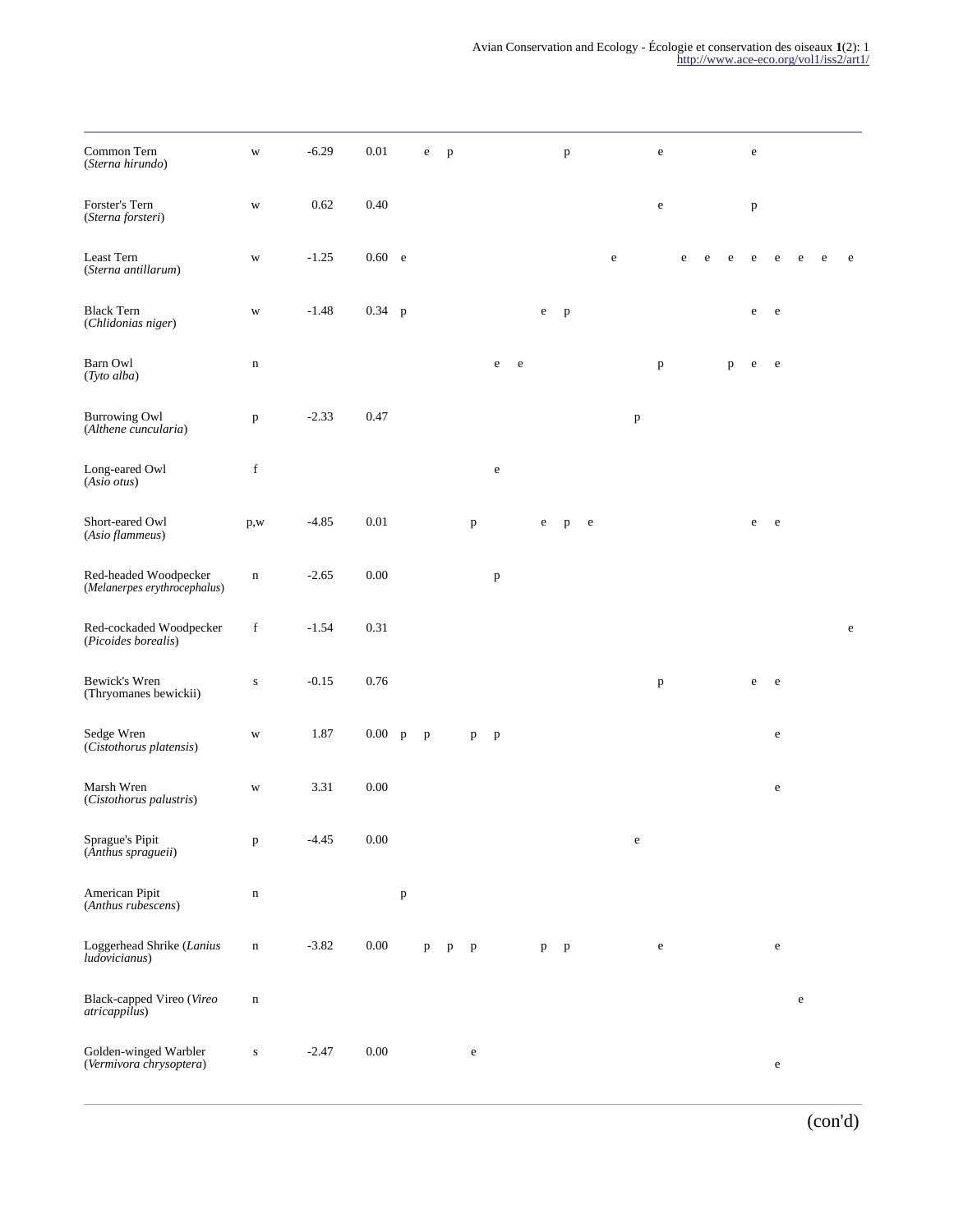| | | | | | | | | | | | | | | | | | | | | | | | |
|---|---|---|---|---|---|---|---|---|---|---|---|---|---|---|---|---|---|---|---|---|---|---|---|
| Common Tern (*Sterna hirundo*) | w | -6.29 | 0.01 | | e | p | | | | | p | | | | e | | | | e | | | | |
| Forster's Tern (*Sterna forsteri*) | w | 0.62 | 0.40 | | | | | | | | | | | | e | | | | p | | | | |
| Least Tern (*Sterna antillarum*) | w | -1.25 | 0.60 | e | | | | | | | | | e | | | e | e | e | e | e | e | e | e |
| Black Tern (*Chlidonias niger*) | w | -1.48 | 0.34 | p | | | | | | e | p | | | | | | | | e | e | | | |
| Barn Owl (*Tyto alba*) | n | | | | | | | e | e | | | | | | p | | | p | e | e | | | |
| Burrowing Owl (*Althene cuncularia*) | p | -2.33 | 0.47 | | | | | | | | | | | p | | | | | | | | | |
| Long-eared Owl (*Asio otus*) | f | | | | | | | e | | | | | | | | | | | | | | | |
| Short-eared Owl (*Asio flammeus*) | p,w | -4.85 | 0.01 | | | | p | | | e | p | e | | | | | | | e | e | | | |
| Red-headed Woodpecker (*Melanerpes erythrocephalus*) | n | -2.65 | 0.00 | | | | | p | | | | | | | | | | | | | | | |
| Red-cockaded Woodpecker (*Picoides borealis*) | f | -1.54 | 0.31 | | | | | | | | | | | | | | | | | | | | e |
| Bewick's Wren (Thryomanes bewickii) | s | -0.15 | 0.76 | | | | | | | | | | | | p | | | | e | e | | | |
| Sedge Wren (*Cistothorus platensis*) | w | 1.87 | 0.00 | p | p | | p | p | | | | | | | | | | | | e | | | |
| Marsh Wren (*Cistothorus palustris*) | w | 3.31 | 0.00 | | | | | | | | | | | | | | | | | e | | | |
| Sprague's Pipit (*Anthus spragueii*) | p | -4.45 | 0.00 | | | | | | | | | | | e | | | | | | | | | |
| American Pipit (*Anthus rubescens*) | n | | | p | | | | | | | | | | | | | | | | | | | |
| Loggerhead Shrike (*Lanius ludovicianus*) | n | -3.82 | 0.00 | | p | p | p | | | p | p | | | | e | | | | | e | | | |
| Black-capped Vireo (*Vireo atricappilus*) | n | | | | | | | | | | | | | | | | | | | | e | | |
| Golden-winged Warbler (*Vermivora chrysoptera*) | s | -2.47 | 0.00 | | | | e | | | | | | | | | | | | | e | | | |

(con'd)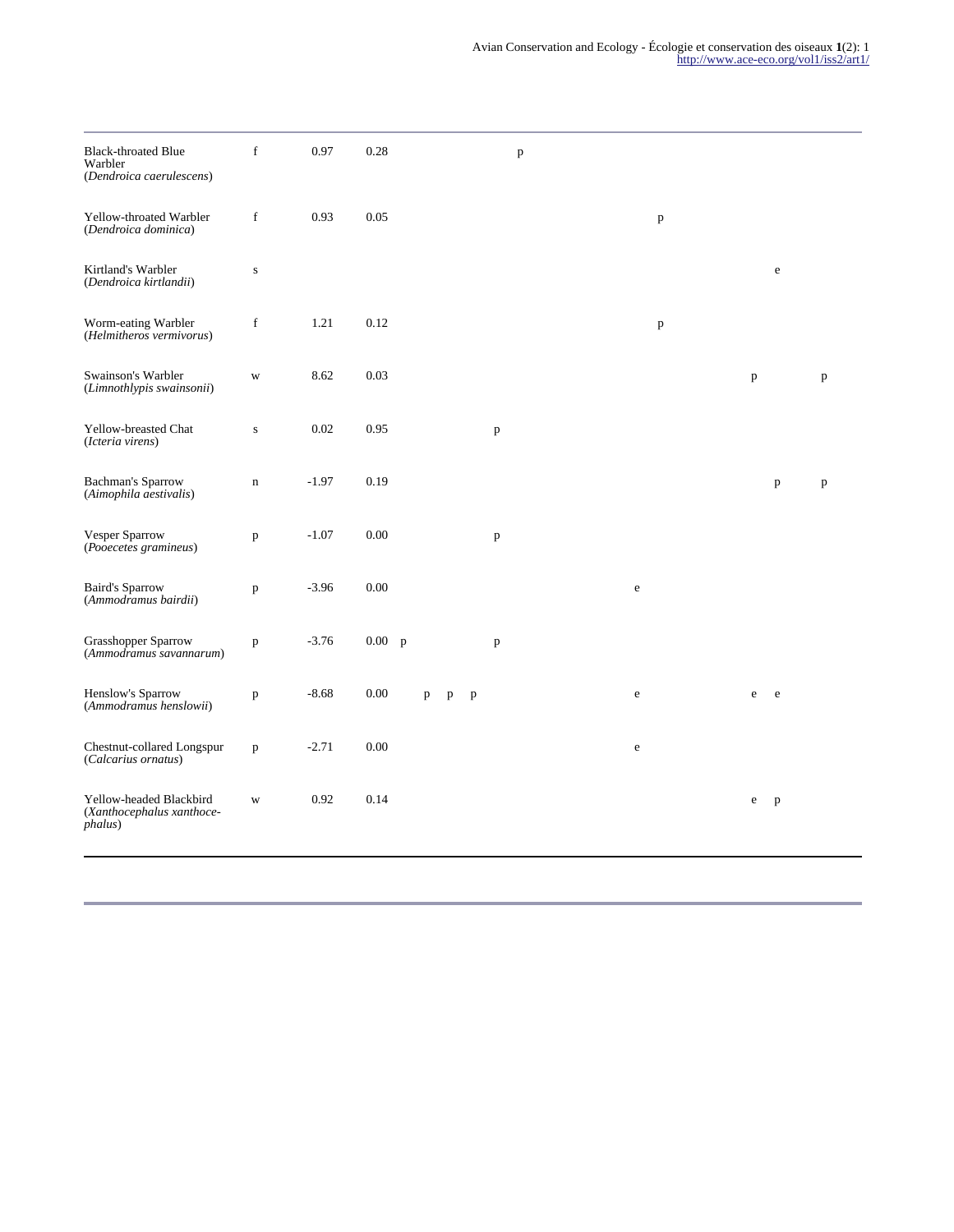| | | | | | | | | | | | | | | | | | | | | | | |
|---|---|---|---|---|---|---|---|---|---|---|---|---|---|---|---|---|---|---|---|---|---|---|
| Black-throated Blue Warbler (*Dendroica caerulescens*) | f | 0.97 | 0.28 | | | | | | p | | | | | | | | | | | | | |
| Yellow-throated Warbler (*Dendroica dominica*) | f | 0.93 | 0.05 | | | | | | | | | | | | p | | | | | | | |
| Kirtland's Warbler (*Dendroica kirtlandii*) | s | | | | | | | | | | | | | | | | | | | e | | |
| Worm-eating Warbler (*Helmitheros vermivorus*) | f | 1.21 | 0.12 | | | | | | | | | | | | p | | | | | | | |
| Swainson's Warbler (*Limnothlypis swainsonii*) | w | 8.62 | 0.03 | | | | | | | | | | | | | | | | p | | | p |
| Yellow-breasted Chat (*Icteria virens*) | s | 0.02 | 0.95 | | | | | p | | | | | | | | | | | | | | |
| Bachman's Sparrow (*Aimophila aestivalis*) | n | -1.97 | 0.19 | | | | | | | | | | | | | | | | | p | | p |
| Vesper Sparrow (*Pooecetes gramineus*) | p | -1.07 | 0.00 | | | | | p | | | | | | | | | | | | | | |
| Baird's Sparrow (*Ammodramus bairdii*) | p | -3.96 | 0.00 | | | | | | | | | | | e | | | | | | | | |
| Grasshopper Sparrow (*Ammodramus savannarum*) | p | -3.76 | 0.00 | p | | | | p | | | | | | | | | | | | | | |
| Henslow's Sparrow (*Ammodramus henslowii*) | p | -8.68 | 0.00 | | p | p | p | | | | | | | e | | | | | e | e | | |
| Chestnut-collared Longspur (*Calcarius ornatus*) | p | -2.71 | 0.00 | | | | | | | | | | | e | | | | | | | | |
| Yellow-headed Blackbird (*Xanthocephalus xanthocephalus*) | w | 0.92 | 0.14 | | | | | | | | | | | | | | | | e | p | | |